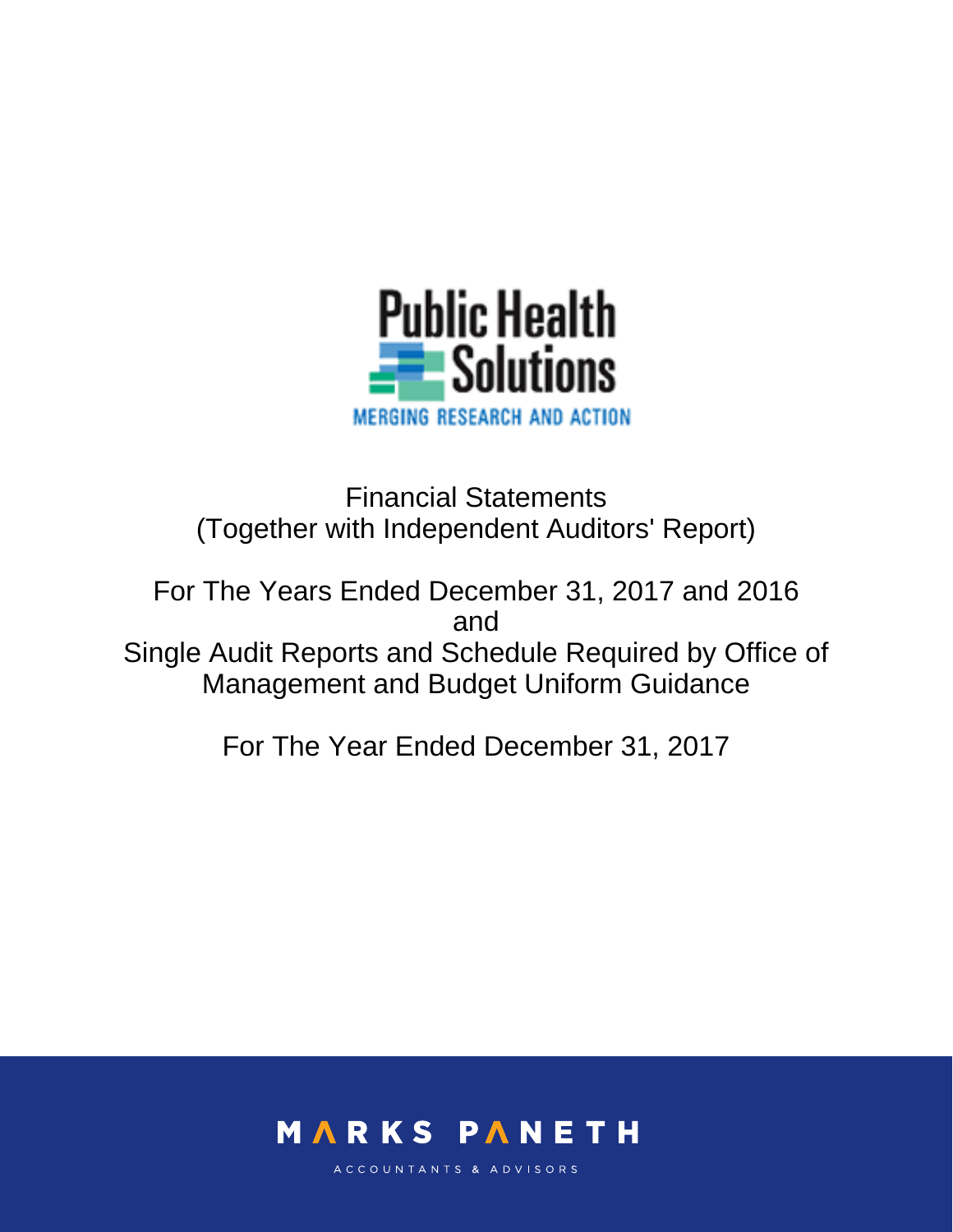Public Health Solutions

MERGING RESEARCH AND ACTION

Financial Statements
(Together with Independent Auditors' Report)

For The Years Ended December 31, 2017 and 2016
and
Single Audit Reports and Schedule Required by Office of Management and Budget Uniform Guidance

For The Year Ended December 31, 2017

MARKS PANETH

ACCOUNTANTS & ADVISORS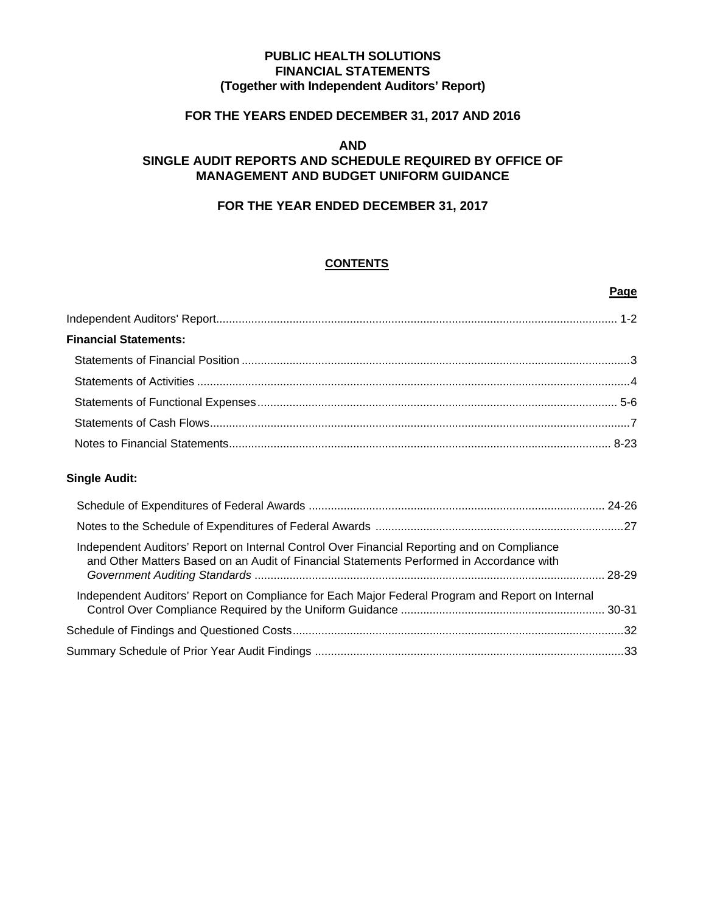# PUBLIC HEALTH SOLUTIONS
## FINANCIAL STATEMENTS
### (Together with Independent Auditors' Report)

### FOR THE YEARS ENDED DECEMBER 31, 2017 AND 2016

### AND
### SINGLE AUDIT REPORTS AND SCHEDULE REQUIRED BY OFFICE OF MANAGEMENT AND BUDGET UNIFORM GUIDANCE

### FOR THE YEAR ENDED DECEMBER 31, 2017

## CONTENTS

| | Page |
|---|---|
| Independent Auditors' Report | 1-2 |
| **Financial Statements:** | |
| Statements of Financial Position | 3 |
| Statements of Activities | 4 |
| Statements of Functional Expenses | 5-6 |
| Statements of Cash Flows | 7 |
| Notes to Financial Statements | 8-23 |
| **Single Audit:** | |
| Schedule of Expenditures of Federal Awards | 24-26 |
| Notes to the Schedule of Expenditures of Federal Awards | 27 |
| Independent Auditors' Report on Internal Control Over Financial Reporting and on Compliance and Other Matters Based on an Audit of Financial Statements Performed in Accordance with *Government Auditing Standards* | 28-29 |
| Independent Auditors' Report on Compliance for Each Major Federal Program and Report on Internal Control Over Compliance Required by the Uniform Guidance | 30-31 |
| Schedule of Findings and Questioned Costs | 32 |
| Summary Schedule of Prior Year Audit Findings | 33 |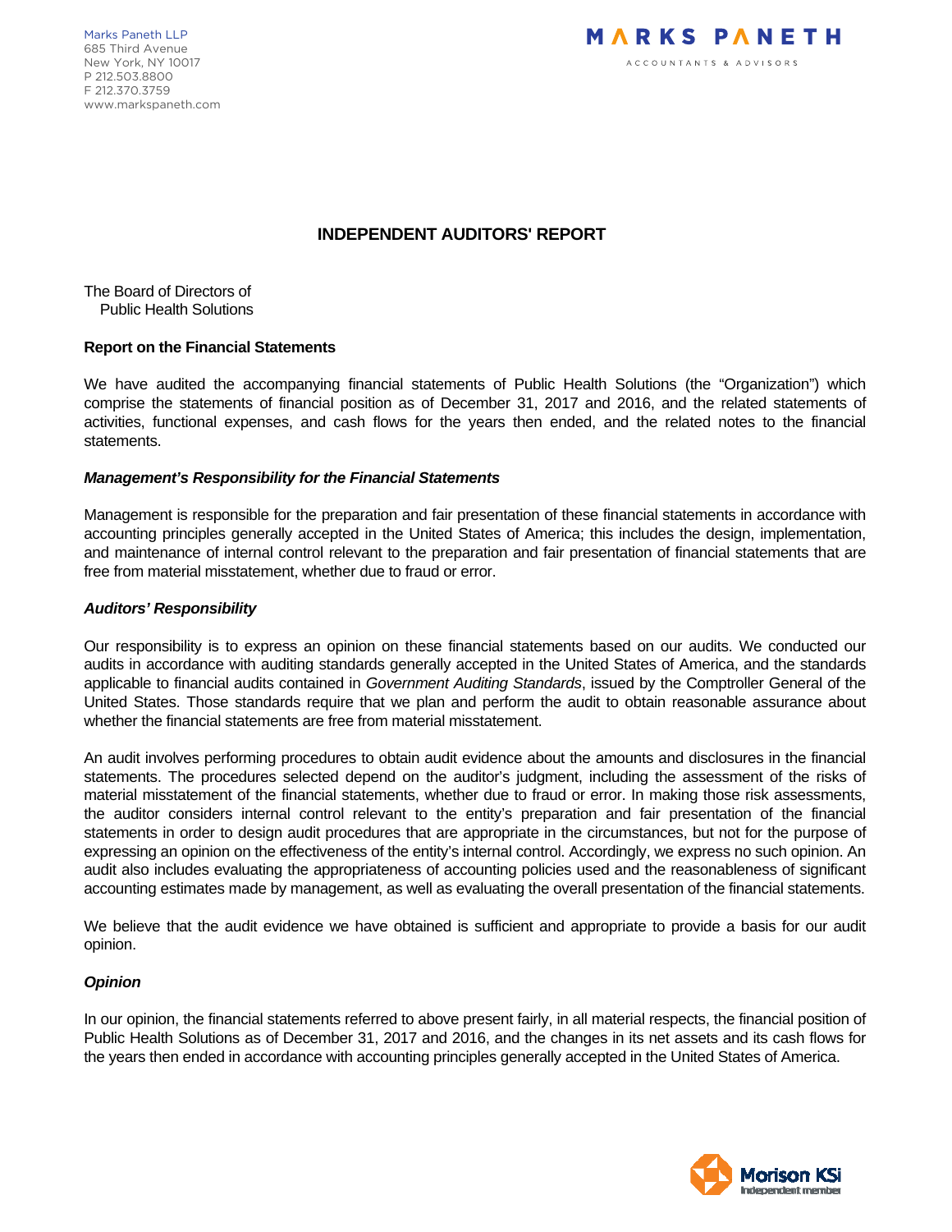Marks Paneth LLP
685 Third Avenue
New York, NY 10017
P 212.503.8800
F 212.370.3759
www.markspaneth.com

MARKS PANETH
ACCOUNTANTS & ADVISORS

# INDEPENDENT AUDITORS' REPORT

The Board of Directors of
Public Health Solutions

**Report on the Financial Statements**

We have audited the accompanying financial statements of Public Health Solutions (the "Organization") which comprise the statements of financial position as of December 31, 2017 and 2016, and the related statements of activities, functional expenses, and cash flows for the years then ended, and the related notes to the financial statements.

***Management's Responsibility for the Financial Statements***

Management is responsible for the preparation and fair presentation of these financial statements in accordance with accounting principles generally accepted in the United States of America; this includes the design, implementation, and maintenance of internal control relevant to the preparation and fair presentation of financial statements that are free from material misstatement, whether due to fraud or error.

***Auditors' Responsibility***

Our responsibility is to express an opinion on these financial statements based on our audits. We conducted our audits in accordance with auditing standards generally accepted in the United States of America, and the standards applicable to financial audits contained in *Government Auditing Standards*, issued by the Comptroller General of the United States. Those standards require that we plan and perform the audit to obtain reasonable assurance about whether the financial statements are free from material misstatement.

An audit involves performing procedures to obtain audit evidence about the amounts and disclosures in the financial statements. The procedures selected depend on the auditor's judgment, including the assessment of the risks of material misstatement of the financial statements, whether due to fraud or error. In making those risk assessments, the auditor considers internal control relevant to the entity's preparation and fair presentation of the financial statements in order to design audit procedures that are appropriate in the circumstances, but not for the purpose of expressing an opinion on the effectiveness of the entity's internal control. Accordingly, we express no such opinion. An audit also includes evaluating the appropriateness of accounting policies used and the reasonableness of significant accounting estimates made by management, as well as evaluating the overall presentation of the financial statements.

We believe that the audit evidence we have obtained is sufficient and appropriate to provide a basis for our audit opinion.

***Opinion***

In our opinion, the financial statements referred to above present fairly, in all material respects, the financial position of Public Health Solutions as of December 31, 2017 and 2016, and the changes in its net assets and its cash flows for the years then ended in accordance with accounting principles generally accepted in the United States of America.

Morison KSi
Independent member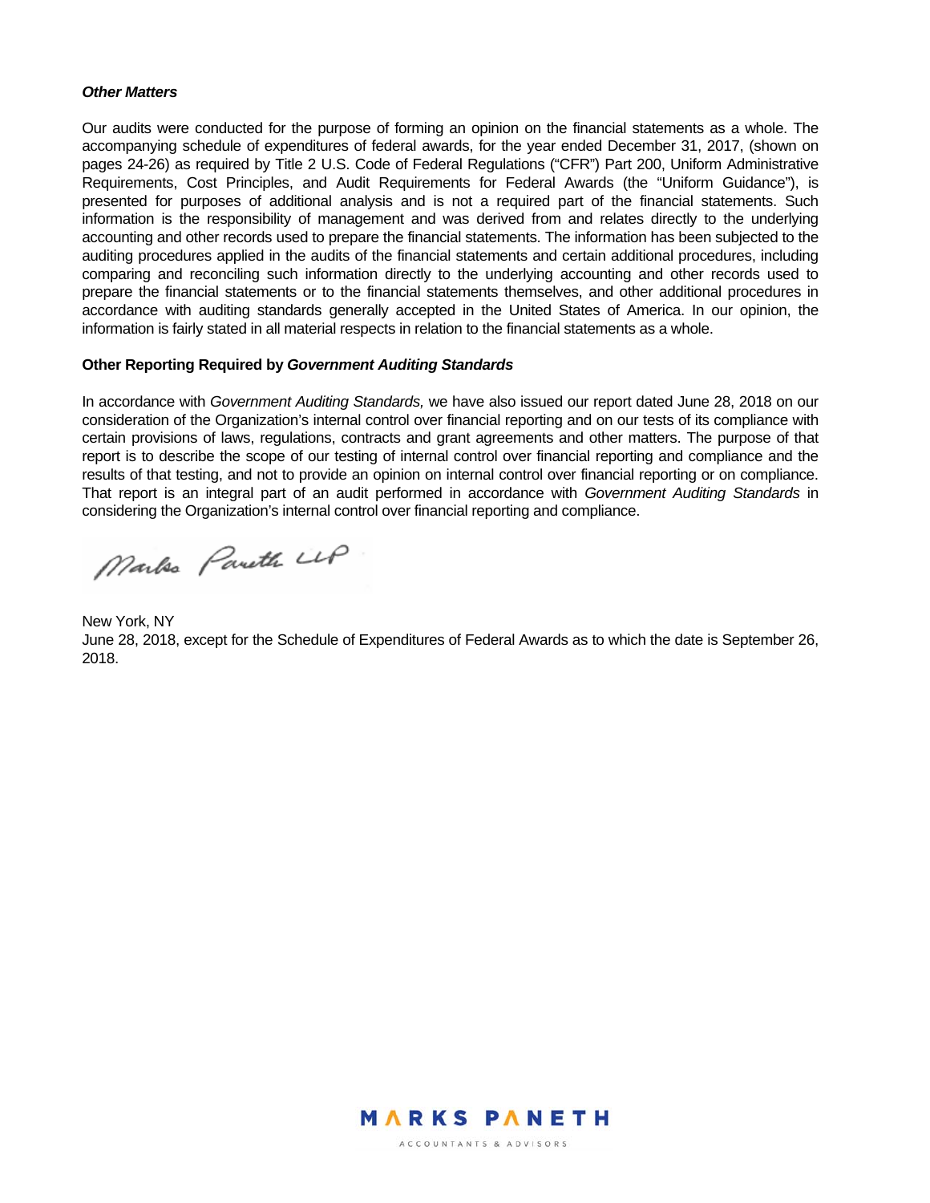***Other Matters***

Our audits were conducted for the purpose of forming an opinion on the financial statements as a whole. The accompanying schedule of expenditures of federal awards, for the year ended December 31, 2017, (shown on pages 24-26) as required by Title 2 U.S. Code of Federal Regulations ("CFR") Part 200, Uniform Administrative Requirements, Cost Principles, and Audit Requirements for Federal Awards (the "Uniform Guidance"), is presented for purposes of additional analysis and is not a required part of the financial statements. Such information is the responsibility of management and was derived from and relates directly to the underlying accounting and other records used to prepare the financial statements. The information has been subjected to the auditing procedures applied in the audits of the financial statements and certain additional procedures, including comparing and reconciling such information directly to the underlying accounting and other records used to prepare the financial statements or to the financial statements themselves, and other additional procedures in accordance with auditing standards generally accepted in the United States of America. In our opinion, the information is fairly stated in all material respects in relation to the financial statements as a whole.

**Other Reporting Required by *Government Auditing Standards***

In accordance with *Government Auditing Standards,* we have also issued our report dated June 28, 2018 on our consideration of the Organization's internal control over financial reporting and on our tests of its compliance with certain provisions of laws, regulations, contracts and grant agreements and other matters. The purpose of that report is to describe the scope of our testing of internal control over financial reporting and compliance and the results of that testing, and not to provide an opinion on internal control over financial reporting or on compliance. That report is an integral part of an audit performed in accordance with *Government Auditing Standards* in considering the Organization's internal control over financial reporting and compliance.

Marks Paneth LLP

New York, NY
June 28, 2018, except for the Schedule of Expenditures of Federal Awards as to which the date is September 26, 2018.

MARKS PANETH
ACCOUNTANTS & ADVISORS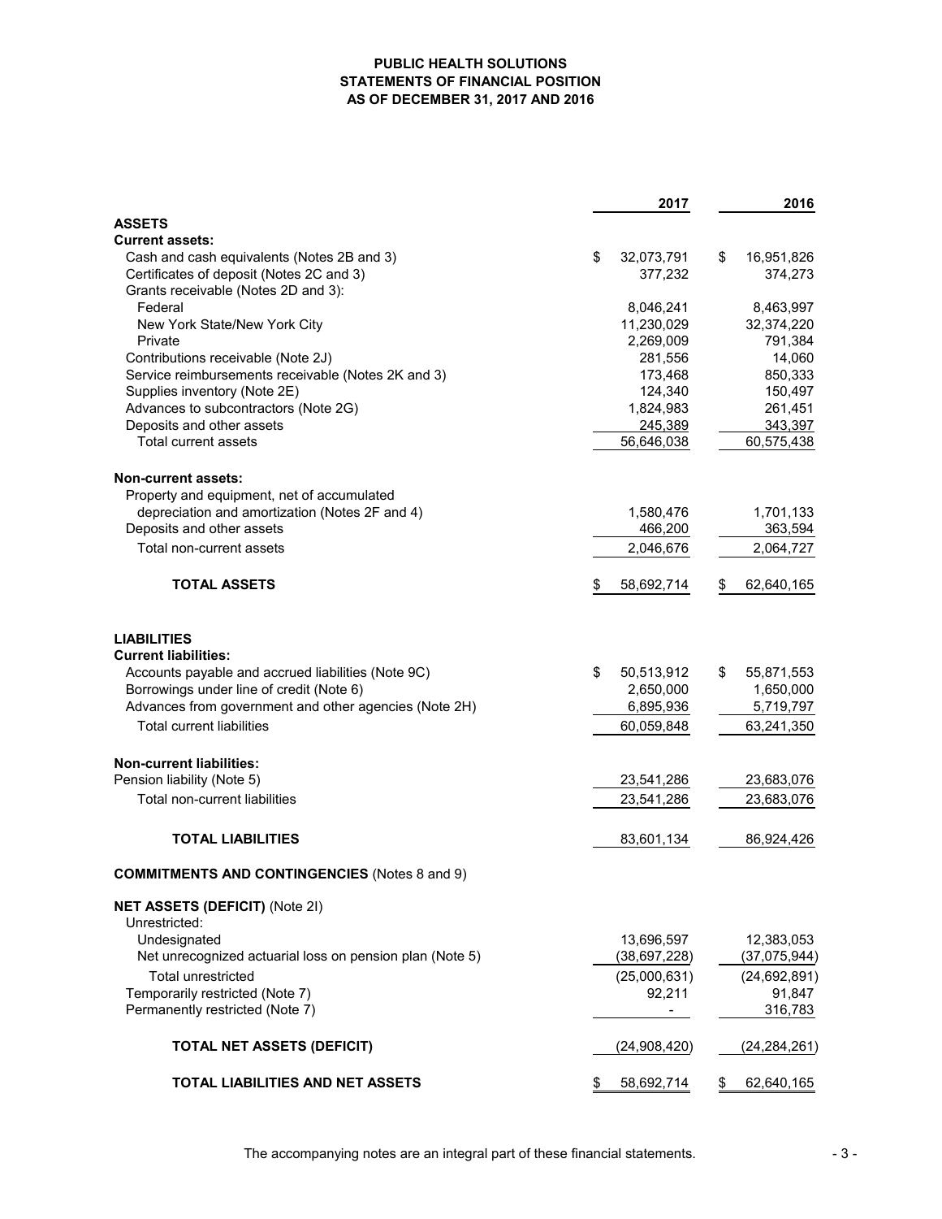# PUBLIC HEALTH SOLUTIONS
## STATEMENTS OF FINANCIAL POSITION
## AS OF DECEMBER 31, 2017 AND 2016

| | 2017 | 2016 |
|---|---|---|
| **ASSETS** | | |
| **Current assets:** | | |
| Cash and cash equivalents (Notes 2B and 3) | $ 32,073,791 | $ 16,951,826 |
| Certificates of deposit (Notes 2C and 3) | 377,232 | 374,273 |
| Grants receivable (Notes 2D and 3): | | |
| Federal | 8,046,241 | 8,463,997 |
| New York State/New York City | 11,230,029 | 32,374,220 |
| Private | 2,269,009 | 791,384 |
| Contributions receivable (Note 2J) | 281,556 | 14,060 |
| Service reimbursements receivable (Notes 2K and 3) | 173,468 | 850,333 |
| Supplies inventory (Note 2E) | 124,340 | 150,497 |
| Advances to subcontractors (Note 2G) | 1,824,983 | 261,451 |
| Deposits and other assets | 245,389 | 343,397 |
| Total current assets | 56,646,038 | 60,575,438 |
| **Non-current assets:** | | |
| Property and equipment, net of accumulated depreciation and amortization (Notes 2F and 4) | 1,580,476 | 1,701,133 |
| Deposits and other assets | 466,200 | 363,594 |
| Total non-current assets | 2,046,676 | 2,064,727 |
| **TOTAL ASSETS** | $ 58,692,714 | $ 62,640,165 |
| **LIABILITIES** | | |
| **Current liabilities:** | | |
| Accounts payable and accrued liabilities (Note 9C) | $ 50,513,912 | $ 55,871,553 |
| Borrowings under line of credit (Note 6) | 2,650,000 | 1,650,000 |
| Advances from government and other agencies (Note 2H) | 6,895,936 | 5,719,797 |
| Total current liabilities | 60,059,848 | 63,241,350 |
| **Non-current liabilities:** | | |
| Pension liability (Note 5) | 23,541,286 | 23,683,076 |
| Total non-current liabilities | 23,541,286 | 23,683,076 |
| **TOTAL LIABILITIES** | 83,601,134 | 86,924,426 |
| **COMMITMENTS AND CONTINGENCIES** (Notes 8 and 9) | | |
| **NET ASSETS (DEFICIT)** (Note 2I) | | |
| Unrestricted: | | |
| Undesignated | 13,696,597 | 12,383,053 |
| Net unrecognized actuarial loss on pension plan (Note 5) | (38,697,228) | (37,075,944) |
| Total unrestricted | (25,000,631) | (24,692,891) |
| Temporarily restricted (Note 7) | 92,211 | 91,847 |
| Permanently restricted (Note 7) | - | 316,783 |
| **TOTAL NET ASSETS (DEFICIT)** | (24,908,420) | (24,284,261) |
| **TOTAL LIABILITIES AND NET ASSETS** | $ 58,692,714 | $ 62,640,165 |

The accompanying notes are an integral part of these financial statements.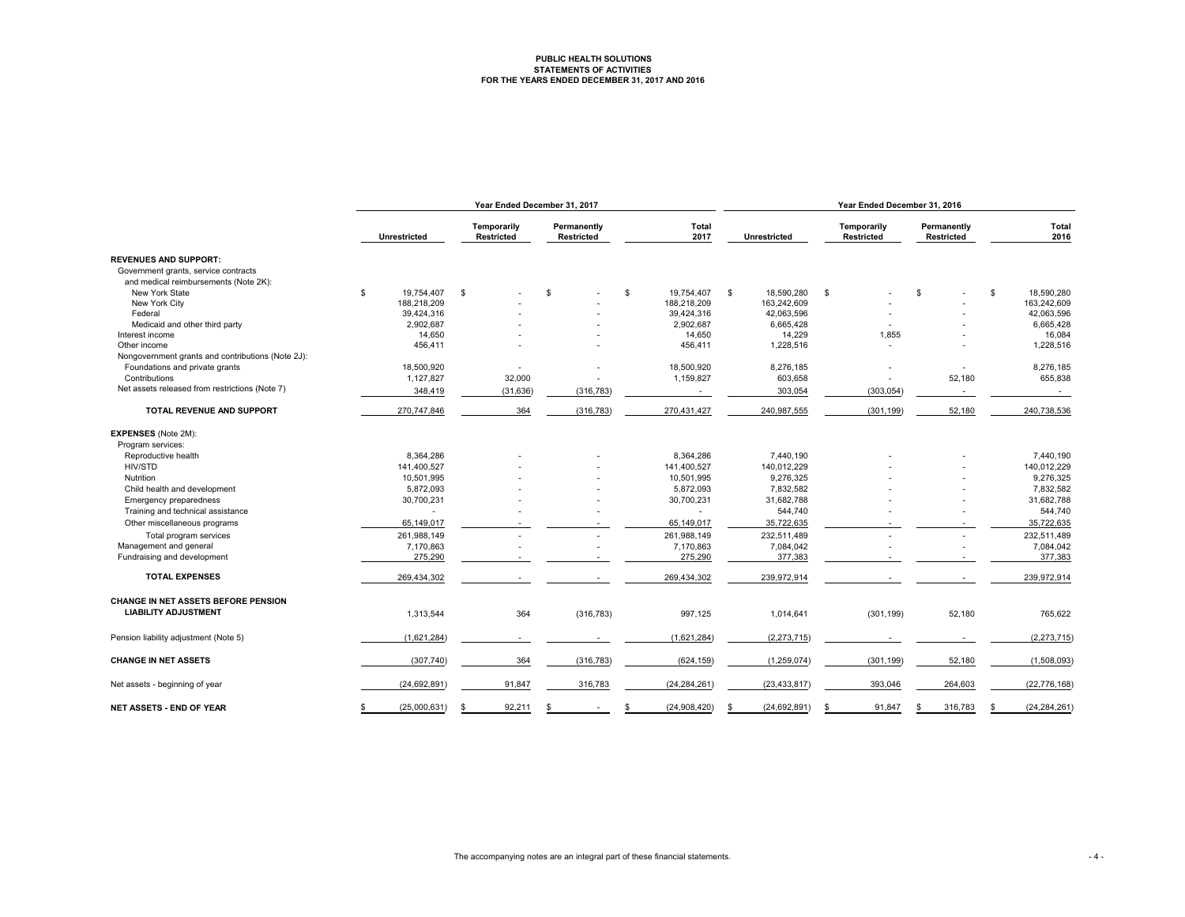# PUBLIC HEALTH SOLUTIONS
## STATEMENTS OF ACTIVITIES
### FOR THE YEARS ENDED DECEMBER 31, 2017 AND 2016

| | Year Ended December 31, 2017 | | | | Year Ended December 31, 2016 | | | |
|---|---|---|---|---|---|---|---|---|
| | Unrestricted | Temporarily Restricted | Permanently Restricted | Total 2017 | Unrestricted | Temporarily Restricted | Permanently Restricted | Total 2016 |
| **REVENUES AND SUPPORT:** | | | | | | | | |
| Government grants, service contracts and medical reimbursements (Note 2K): | | | | | | | | |
| New York State | $ 19,754,407 | $ - | $ - | $ 19,754,407 | $ 18,590,280 | $ - | $ - | $ 18,590,280 |
| New York City | 188,218,209 | - | - | 188,218,209 | 163,242,609 | - | - | 163,242,609 |
| Federal | 39,424,316 | - | - | 39,424,316 | 42,063,596 | - | - | 42,063,596 |
| Medicaid and other third party | 2,902,687 | - | - | 2,902,687 | 6,665,428 | - | - | 6,665,428 |
| Interest income | 14,650 | - | - | 14,650 | 14,229 | 1,855 | - | 16,084 |
| Other income | 456,411 | - | - | 456,411 | 1,228,516 | - | - | 1,228,516 |
| Nongovernment grants and contributions (Note 2J): | | | | | | | | |
| Foundations and private grants | 18,500,920 | - | - | 18,500,920 | 8,276,185 | - | - | 8,276,185 |
| Contributions | 1,127,827 | 32,000 | - | 1,159,827 | 603,658 | - | 52,180 | 655,838 |
| Net assets released from restrictions (Note 7) | 348,419 | (31,636) | (316,783) | - | 303,054 | (303,054) | - | - |
| **TOTAL REVENUE AND SUPPORT** | 270,747,846 | 364 | (316,783) | 270,431,427 | 240,987,555 | (301,199) | 52,180 | 240,738,536 |
| **EXPENSES** (Note 2M): | | | | | | | | |
| Program services: | | | | | | | | |
| Reproductive health | 8,364,286 | - | - | 8,364,286 | 7,440,190 | - | - | 7,440,190 |
| HIV/STD | 141,400,527 | - | - | 141,400,527 | 140,012,229 | - | - | 140,012,229 |
| Nutrition | 10,501,995 | - | - | 10,501,995 | 9,276,325 | - | - | 9,276,325 |
| Child health and development | 5,872,093 | - | - | 5,872,093 | 7,832,582 | - | - | 7,832,582 |
| Emergency preparedness | 30,700,231 | - | - | 30,700,231 | 31,682,788 | - | - | 31,682,788 |
| Training and technical assistance | - | - | - | - | 544,740 | - | - | 544,740 |
| Other miscellaneous programs | 65,149,017 | - | - | 65,149,017 | 35,722,635 | - | - | 35,722,635 |
| Total program services | 261,988,149 | - | - | 261,988,149 | 232,511,489 | - | - | 232,511,489 |
| Management and general | 7,170,863 | - | - | 7,170,863 | 7,084,042 | - | - | 7,084,042 |
| Fundraising and development | 275,290 | - | - | 275,290 | 377,383 | - | - | 377,383 |
| **TOTAL EXPENSES** | 269,434,302 | - | - | 269,434,302 | 239,972,914 | - | - | 239,972,914 |
| **CHANGE IN NET ASSETS BEFORE PENSION LIABILITY ADJUSTMENT** | 1,313,544 | 364 | (316,783) | 997,125 | 1,014,641 | (301,199) | 52,180 | 765,622 |
| Pension liability adjustment (Note 5) | (1,621,284) | - | - | (1,621,284) | (2,273,715) | - | - | (2,273,715) |
| **CHANGE IN NET ASSETS** | (307,740) | 364 | (316,783) | (624,159) | (1,259,074) | (301,199) | 52,180 | (1,508,093) |
| Net assets - beginning of year | (24,692,891) | 91,847 | 316,783 | (24,284,261) | (23,433,817) | 393,046 | 264,603 | (22,776,168) |
| **NET ASSETS - END OF YEAR** | $ (25,000,631) | $ 92,211 | $ - | $ (24,908,420) | $ (24,692,891) | $ 91,847 | $ 316,783 | $ (24,284,261) |

The accompanying notes are an integral part of these financial statements.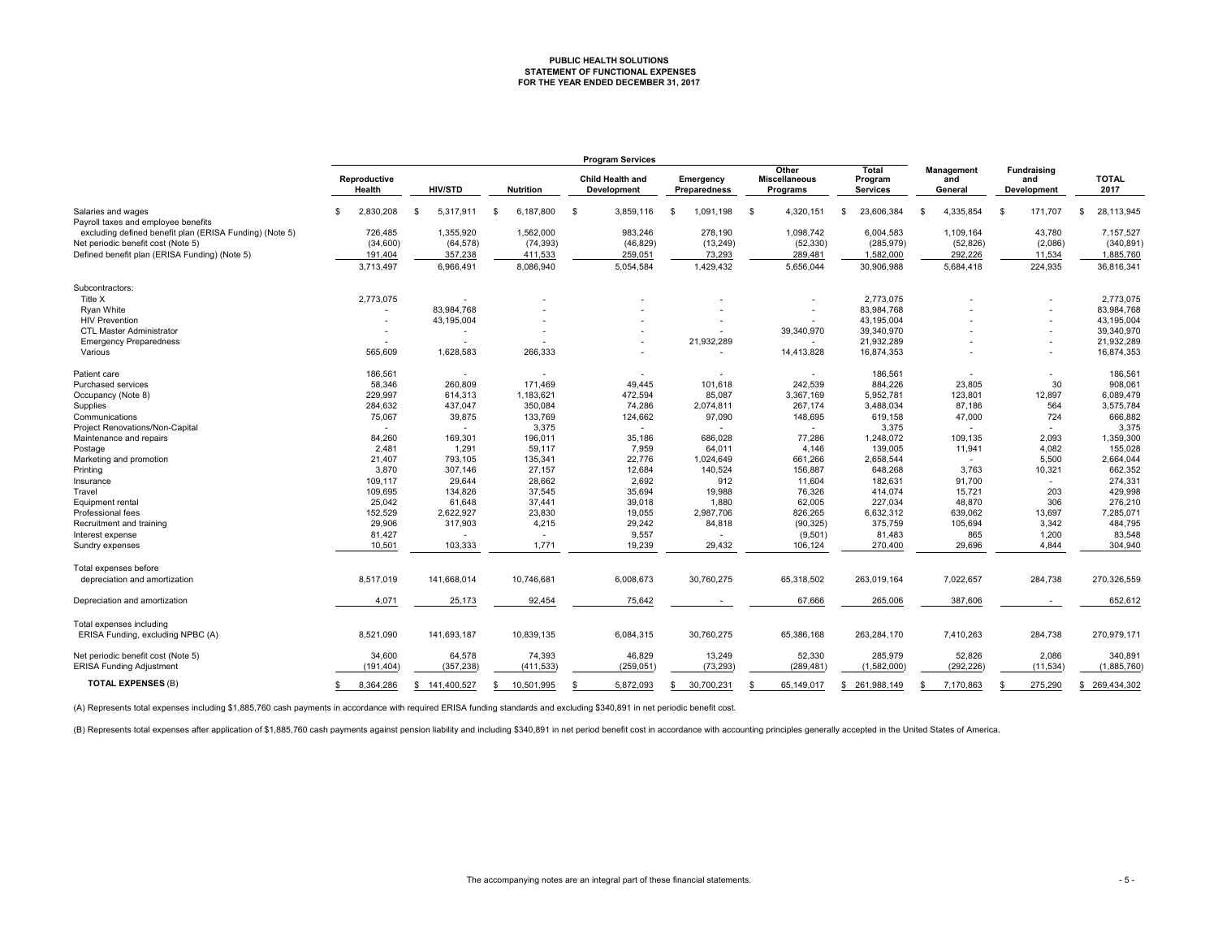**PUBLIC HEALTH SOLUTIONS**
**STATEMENT OF FUNCTIONAL EXPENSES**
**FOR THE YEAR ENDED DECEMBER 31, 2017**

| | Program Services | | | | | | | | | |
|---|---|---|---|---|---|---|---|---|---|---|
| | Reproductive Health | HIV/STD | Nutrition | Child Health and Development | Emergency Preparedness | Other Miscellaneous Programs | Total Program Services | Management and General | Fundraising and Development | TOTAL 2017 |
| Salaries and wages | $ 2,830,208 | $ 5,317,911 | $ 6,187,800 | $ 3,859,116 | $ 1,091,198 | $ 4,320,151 | $ 23,606,384 | $ 4,335,854 | $ 171,707 | $ 28,113,945 |
| Payroll taxes and employee benefits excluding defined benefit plan (ERISA Funding) (Note 5) | 726,485 | 1,355,920 | 1,562,000 | 983,246 | 278,190 | 1,098,742 | 6,004,583 | 1,109,164 | 43,780 | 7,157,527 |
| Net periodic benefit cost (Note 5) | (34,600) | (64,578) | (74,393) | (46,829) | (13,249) | (52,330) | (285,979) | (52,826) | (2,086) | (340,891) |
| Defined benefit plan (ERISA Funding) (Note 5) | 191,404 | 357,238 | 411,533 | 259,051 | 73,293 | 289,481 | 1,582,000 | 292,226 | 11,534 | 1,885,760 |
| | 3,713,497 | 6,966,491 | 8,086,940 | 5,054,584 | 1,429,432 | 5,656,044 | 30,906,988 | 5,684,418 | 224,935 | 36,816,341 |
| Subcontractors: | | | | | | | | | | |
| Title X | 2,773,075 | - | - | - | - | - | 2,773,075 | - | - | 2,773,075 |
| Ryan White | - | 83,984,768 | - | - | - | - | 83,984,768 | - | - | 83,984,768 |
| HIV Prevention | - | 43,195,004 | - | - | - | - | 43,195,004 | - | - | 43,195,004 |
| CTL Master Administrator | - | - | - | - | - | 39,340,970 | 39,340,970 | - | - | 39,340,970 |
| Emergency Preparedness | - | - | - | - | 21,932,289 | - | 21,932,289 | - | - | 21,932,289 |
| Various | 565,609 | 1,628,583 | 266,333 | - | - | 14,413,828 | 16,874,353 | - | - | 16,874,353 |
| Patient care | 186,561 | - | - | - | - | - | 186,561 | - | - | 186,561 |
| Purchased services | 58,346 | 260,809 | 171,469 | 49,445 | 101,618 | 242,539 | 884,226 | 23,805 | 30 | 908,061 |
| Occupancy (Note 8) | 229,997 | 614,313 | 1,183,621 | 472,594 | 85,087 | 3,367,169 | 5,952,781 | 123,801 | 12,897 | 6,089,479 |
| Supplies | 284,632 | 437,047 | 350,084 | 74,286 | 2,074,811 | 267,174 | 3,488,034 | 87,186 | 564 | 3,575,784 |
| Communications | 75,067 | 39,875 | 133,769 | 124,662 | 97,090 | 148,695 | 619,158 | 47,000 | 724 | 666,882 |
| Project Renovations/Non-Capital | - | - | 3,375 | - | - | - | 3,375 | - | - | 3,375 |
| Maintenance and repairs | 84,260 | 169,301 | 196,011 | 35,186 | 686,028 | 77,286 | 1,248,072 | 109,135 | 2,093 | 1,359,300 |
| Postage | 2,481 | 1,291 | 59,117 | 7,959 | 64,011 | 4,146 | 139,005 | 11,941 | 4,082 | 155,028 |
| Marketing and promotion | 21,407 | 793,105 | 135,341 | 22,776 | 1,024,649 | 661,266 | 2,658,544 | - | 5,500 | 2,664,044 |
| Printing | 3,870 | 307,146 | 27,157 | 12,684 | 140,524 | 156,887 | 648,268 | 3,763 | 10,321 | 662,352 |
| Insurance | 109,117 | 29,644 | 28,662 | 2,692 | 912 | 11,604 | 182,631 | 91,700 | - | 274,331 |
| Travel | 109,695 | 134,826 | 37,545 | 35,694 | 19,988 | 76,326 | 414,074 | 15,721 | 203 | 429,998 |
| Equipment rental | 25,042 | 61,648 | 37,441 | 39,018 | 1,880 | 62,005 | 227,034 | 48,870 | 306 | 276,210 |
| Professional fees | 152,529 | 2,622,927 | 23,830 | 19,055 | 2,987,706 | 826,265 | 6,632,312 | 639,062 | 13,697 | 7,285,071 |
| Recruitment and training | 29,906 | 317,903 | 4,215 | 29,242 | 84,818 | (90,325) | 375,759 | 105,694 | 3,342 | 484,795 |
| Interest expense | 81,427 | - | - | 9,557 | - | (9,501) | 81,483 | 865 | 1,200 | 83,548 |
| Sundry expenses | 10,501 | 103,333 | 1,771 | 19,239 | 29,432 | 106,124 | 270,400 | 29,696 | 4,844 | 304,940 |
| Total expenses before depreciation and amortization | 8,517,019 | 141,668,014 | 10,746,681 | 6,008,673 | 30,760,275 | 65,318,502 | 263,019,164 | 7,022,657 | 284,738 | 270,326,559 |
| Depreciation and amortization | 4,071 | 25,173 | 92,454 | 75,642 | - | 67,666 | 265,006 | 387,606 | - | 652,612 |
| Total expenses including ERISA Funding, excluding NPBC (A) | 8,521,090 | 141,693,187 | 10,839,135 | 6,084,315 | 30,760,275 | 65,386,168 | 263,284,170 | 7,410,263 | 284,738 | 270,979,171 |
| Net periodic benefit cost (Note 5) | 34,600 | 64,578 | 74,393 | 46,829 | 13,249 | 52,330 | 285,979 | 52,826 | 2,086 | 340,891 |
| ERISA Funding Adjustment | (191,404) | (357,238) | (411,533) | (259,051) | (73,293) | (289,481) | (1,582,000) | (292,226) | (11,534) | (1,885,760) |
| **TOTAL EXPENSES** (B) | $ 8,364,286 | $ 141,400,527 | $ 10,501,995 | $ 5,872,093 | $ 30,700,231 | $ 65,149,017 | $ 261,988,149 | $ 7,170,863 | $ 275,290 | $ 269,434,302 |

(A) Represents total expenses including $1,885,760 cash payments in accordance with required ERISA funding standards and excluding $340,891 in net periodic benefit cost.

(B) Represents total expenses after application of $1,885,760 cash payments against pension liability and including $340,891 in net period benefit cost in accordance with accounting principles generally accepted in the United States of America.

The accompanying notes are an integral part of these financial statements.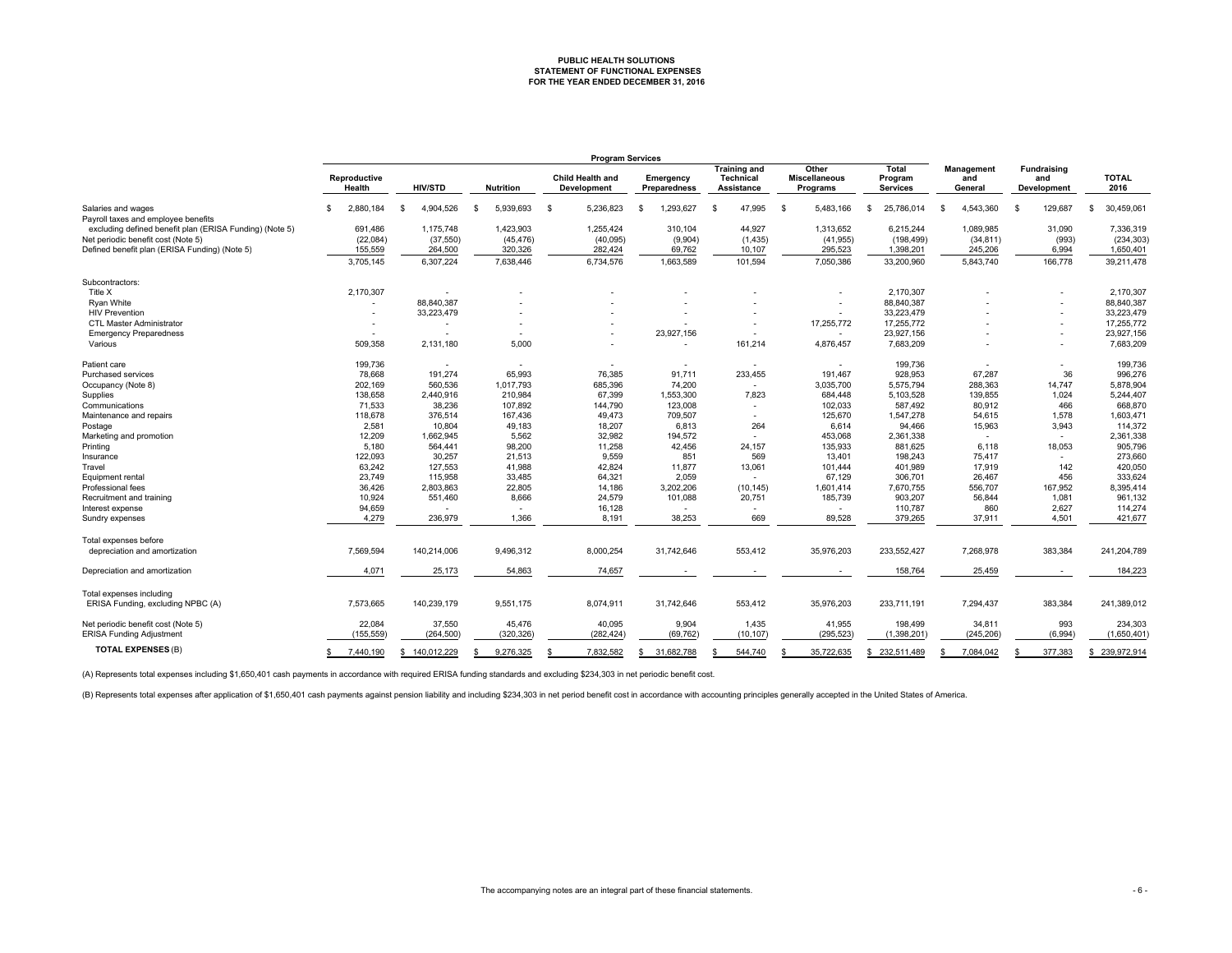# PUBLIC HEALTH SOLUTIONS
## STATEMENT OF FUNCTIONAL EXPENSES
### FOR THE YEAR ENDED DECEMBER 31, 2016

| | Program Services | | | | | | | | | | |
|---|---|---|---|---|---|---|---|---|---|---|---|
| | Reproductive Health | HIV/STD | Nutrition | Child Health and Development | Emergency Preparedness | Training and Technical Assistance | Other Miscellaneous Programs | Total Program Services | Management and General | Fundraising and Development | TOTAL 2016 |
| Salaries and wages | $ 2,880,184 | $ 4,904,526 | $ 5,939,693 | $ 5,236,823 | $ 1,293,627 | $ 47,995 | $ 5,483,166 | $ 25,786,014 | $ 4,543,360 | $ 129,687 | $ 30,459,061 |
| Payroll taxes and employee benefits excluding defined benefit plan (ERISA Funding) (Note 5) | 691,486 | 1,175,748 | 1,423,903 | 1,255,424 | 310,104 | 44,927 | 1,313,652 | 6,215,244 | 1,089,985 | 31,090 | 7,336,319 |
| Net periodic benefit cost (Note 5) | (22,084) | (37,550) | (45,476) | (40,095) | (9,904) | (1,435) | (41,955) | (198,499) | (34,811) | (993) | (234,303) |
| Defined benefit plan (ERISA Funding) (Note 5) | 155,559 | 264,500 | 320,326 | 282,424 | 69,762 | 10,107 | 295,523 | 1,398,201 | 245,206 | 6,994 | 1,650,401 |
| | 3,705,145 | 6,307,224 | 7,638,446 | 6,734,576 | 1,663,589 | 101,594 | 7,050,386 | 33,200,960 | 5,843,740 | 166,778 | 39,211,478 |
| Subcontractors: | | | | | | | | | | | |
| Title X | 2,170,307 | - | - | - | - | - | - | 2,170,307 | - | - | 2,170,307 |
| Ryan White | - | 88,840,387 | - | - | - | - | - | 88,840,387 | - | - | 88,840,387 |
| HIV Prevention | - | 33,223,479 | - | - | - | - | - | 33,223,479 | - | - | 33,223,479 |
| CTL Master Administrator | - | - | - | - | - | - | 17,255,772 | 17,255,772 | - | - | 17,255,772 |
| Emergency Preparedness | - | - | - | - | 23,927,156 | - | - | 23,927,156 | - | - | 23,927,156 |
| Various | 509,358 | 2,131,180 | 5,000 | - | - | 161,214 | 4,876,457 | 7,683,209 | - | - | 7,683,209 |
| Patient care | 199,736 | - | - | - | - | - | - | 199,736 | - | - | 199,736 |
| Purchased services | 78,668 | 191,274 | 65,993 | 76,385 | 91,711 | 233,455 | 191,467 | 928,953 | 67,287 | 36 | 996,276 |
| Occupancy (Note 8) | 202,169 | 560,536 | 1,017,793 | 685,396 | 74,200 | - | 3,035,700 | 5,575,794 | 288,363 | 14,747 | 5,878,904 |
| Supplies | 138,658 | 2,440,916 | 210,984 | 67,399 | 1,553,300 | 7,823 | 684,448 | 5,103,528 | 139,855 | 1,024 | 5,244,407 |
| Communications | 71,533 | 38,236 | 107,892 | 144,790 | 123,008 | - | 102,033 | 587,492 | 80,912 | 466 | 668,870 |
| Maintenance and repairs | 118,678 | 376,514 | 167,436 | 49,473 | 709,507 | - | 125,670 | 1,547,278 | 54,615 | 1,578 | 1,603,471 |
| Postage | 2,581 | 10,804 | 49,183 | 18,207 | 6,813 | 264 | 6,614 | 94,466 | 15,963 | 3,943 | 114,372 |
| Marketing and promotion | 12,209 | 1,662,945 | 5,562 | 32,982 | 194,572 | - | 453,068 | 2,361,338 | - | - | 2,361,338 |
| Printing | 5,180 | 564,441 | 98,200 | 11,258 | 42,456 | 24,157 | 135,933 | 881,625 | 6,118 | 18,053 | 905,796 |
| Insurance | 122,093 | 30,257 | 21,513 | 9,559 | 851 | 569 | 13,401 | 198,243 | 75,417 | - | 273,660 |
| Travel | 63,242 | 127,553 | 41,988 | 42,824 | 11,877 | 13,061 | 101,444 | 401,989 | 17,919 | 142 | 420,050 |
| Equipment rental | 23,749 | 115,958 | 33,485 | 64,321 | 2,059 | - | 67,129 | 306,701 | 26,467 | 456 | 333,624 |
| Professional fees | 36,426 | 2,803,863 | 22,805 | 14,186 | 3,202,206 | (10,145) | 1,601,414 | 7,670,755 | 556,707 | 167,952 | 8,395,414 |
| Recruitment and training | 10,924 | 551,460 | 8,666 | 24,579 | 101,088 | 20,751 | 185,739 | 903,207 | 56,844 | 1,081 | 961,132 |
| Interest expense | 94,659 | - | - | 16,128 | - | - | - | 110,787 | 860 | 2,627 | 114,274 |
| Sundry expenses | 4,279 | 236,979 | 1,366 | 8,191 | 38,253 | 669 | 89,528 | 379,265 | 37,911 | 4,501 | 421,677 |
| Total expenses before depreciation and amortization | 7,569,594 | 140,214,006 | 9,496,312 | 8,000,254 | 31,742,646 | 553,412 | 35,976,203 | 233,552,427 | 7,268,978 | 383,384 | 241,204,789 |
| Depreciation and amortization | 4,071 | 25,173 | 54,863 | 74,657 | - | - | - | 158,764 | 25,459 | - | 184,223 |
| Total expenses including ERISA Funding, excluding NPBC (A) | 7,573,665 | 140,239,179 | 9,551,175 | 8,074,911 | 31,742,646 | 553,412 | 35,976,203 | 233,711,191 | 7,294,437 | 383,384 | 241,389,012 |
| Net periodic benefit cost (Note 5) | 22,084 | 37,550 | 45,476 | 40,095 | 9,904 | 1,435 | 41,955 | 198,499 | 34,811 | 993 | 234,303 |
| ERISA Funding Adjustment | (155,559) | (264,500) | (320,326) | (282,424) | (69,762) | (10,107) | (295,523) | (1,398,201) | (245,206) | (6,994) | (1,650,401) |
| **TOTAL EXPENSES** (B) | $ 7,440,190 | $ 140,012,229 | $ 9,276,325 | $ 7,832,582 | $ 31,682,788 | $ 544,740 | $ 35,722,635 | $ 232,511,489 | $ 7,084,042 | $ 377,383 | $ 239,972,914 |

(A) Represents total expenses including $1,650,401 cash payments in accordance with required ERISA funding standards and excluding $234,303 in net periodic benefit cost.

(B) Represents total expenses after application of $1,650,401 cash payments against pension liability and including $234,303 in net period benefit cost in accordance with accounting principles generally accepted in the United States of America.

The accompanying notes are an integral part of these financial statements.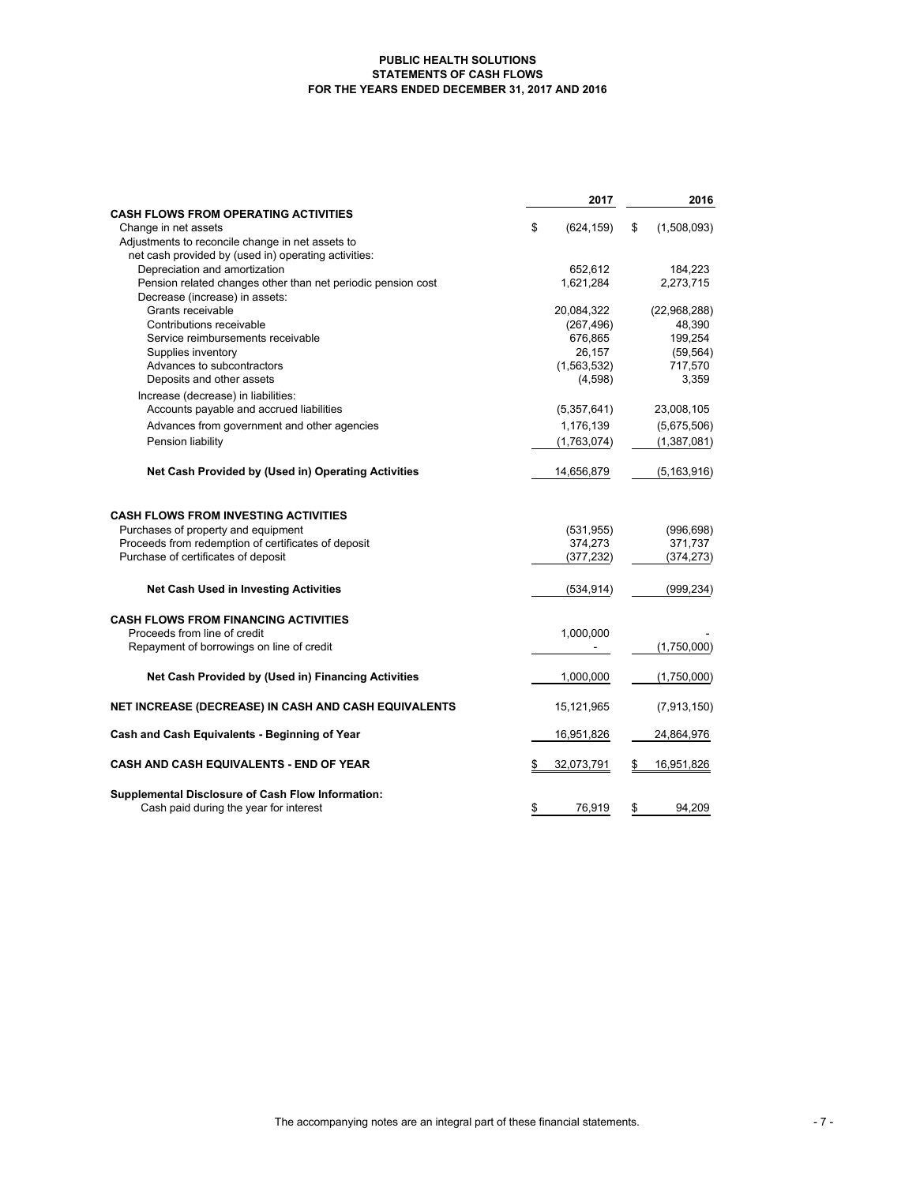# PUBLIC HEALTH SOLUTIONS
## STATEMENTS OF CASH FLOWS
### FOR THE YEARS ENDED DECEMBER 31, 2017 AND 2016

| | 2017 | 2016 |
|---|---|---|
| **CASH FLOWS FROM OPERATING ACTIVITIES** | | |
| Change in net assets | $ (624,159) | $ (1,508,093) |
| Adjustments to reconcile change in net assets to net cash provided by (used in) operating activities: | | |
| Depreciation and amortization | 652,612 | 184,223 |
| Pension related changes other than net periodic pension cost | 1,621,284 | 2,273,715 |
| Decrease (increase) in assets: | | |
| Grants receivable | 20,084,322 | (22,968,288) |
| Contributions receivable | (267,496) | 48,390 |
| Service reimbursements receivable | 676,865 | 199,254 |
| Supplies inventory | 26,157 | (59,564) |
| Advances to subcontractors | (1,563,532) | 717,570 |
| Deposits and other assets | (4,598) | 3,359 |
| Increase (decrease) in liabilities: | | |
| Accounts payable and accrued liabilities | (5,357,641) | 23,008,105 |
| Advances from government and other agencies | 1,176,139 | (5,675,506) |
| Pension liability | (1,763,074) | (1,387,081) |
| **Net Cash Provided by (Used in) Operating Activities** | 14,656,879 | (5,163,916) |
| **CASH FLOWS FROM INVESTING ACTIVITIES** | | |
| Purchases of property and equipment | (531,955) | (996,698) |
| Proceeds from redemption of certificates of deposit | 374,273 | 371,737 |
| Purchase of certificates of deposit | (377,232) | (374,273) |
| **Net Cash Used in Investing Activities** | (534,914) | (999,234) |
| **CASH FLOWS FROM FINANCING ACTIVITIES** | | |
| Proceeds from line of credit | 1,000,000 | - |
| Repayment of borrowings on line of credit | - | (1,750,000) |
| **Net Cash Provided by (Used in) Financing Activities** | 1,000,000 | (1,750,000) |
| **NET INCREASE (DECREASE) IN CASH AND CASH EQUIVALENTS** | 15,121,965 | (7,913,150) |
| **Cash and Cash Equivalents - Beginning of Year** | 16,951,826 | 24,864,976 |
| **CASH AND CASH EQUIVALENTS - END OF YEAR** | $ 32,073,791 | $ 16,951,826 |
| **Supplemental Disclosure of Cash Flow Information:** | | |
| Cash paid during the year for interest | $ 76,919 | $ 94,209 |

The accompanying notes are an integral part of these financial statements.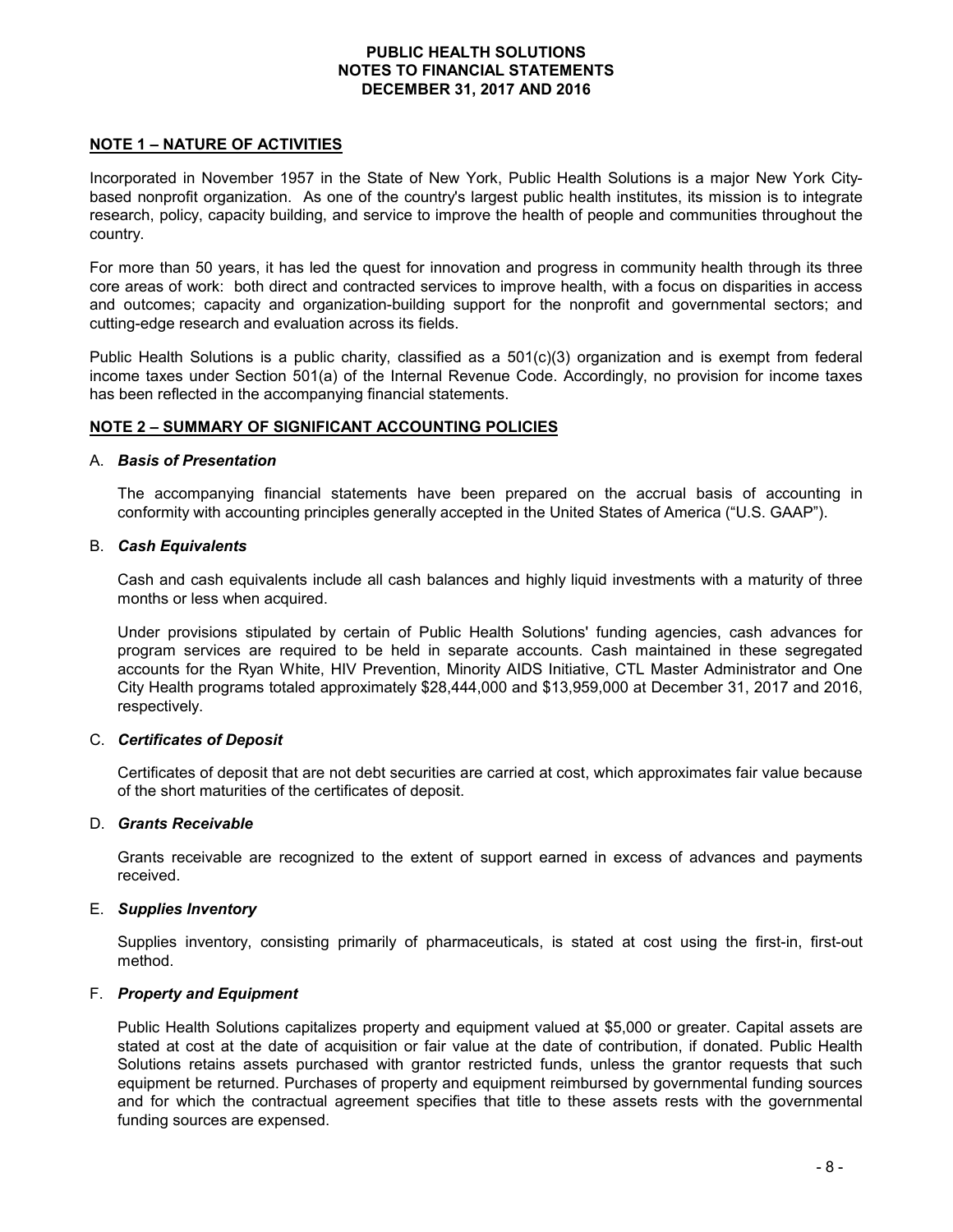# PUBLIC HEALTH SOLUTIONS
# NOTES TO FINANCIAL STATEMENTS
# DECEMBER 31, 2017 AND 2016

## NOTE 1 – NATURE OF ACTIVITIES

Incorporated in November 1957 in the State of New York, Public Health Solutions is a major New York City-based nonprofit organization. As one of the country's largest public health institutes, its mission is to integrate research, policy, capacity building, and service to improve the health of people and communities throughout the country.

For more than 50 years, it has led the quest for innovation and progress in community health through its three core areas of work: both direct and contracted services to improve health, with a focus on disparities in access and outcomes; capacity and organization-building support for the nonprofit and governmental sectors; and cutting-edge research and evaluation across its fields.

Public Health Solutions is a public charity, classified as a 501(c)(3) organization and is exempt from federal income taxes under Section 501(a) of the Internal Revenue Code. Accordingly, no provision for income taxes has been reflected in the accompanying financial statements.

## NOTE 2 – SUMMARY OF SIGNIFICANT ACCOUNTING POLICIES

### A. *Basis of Presentation*

The accompanying financial statements have been prepared on the accrual basis of accounting in conformity with accounting principles generally accepted in the United States of America ("U.S. GAAP").

### B. *Cash Equivalents*

Cash and cash equivalents include all cash balances and highly liquid investments with a maturity of three months or less when acquired.

Under provisions stipulated by certain of Public Health Solutions' funding agencies, cash advances for program services are required to be held in separate accounts. Cash maintained in these segregated accounts for the Ryan White, HIV Prevention, Minority AIDS Initiative, CTL Master Administrator and One City Health programs totaled approximately $28,444,000 and $13,959,000 at December 31, 2017 and 2016, respectively.

### C. *Certificates of Deposit*

Certificates of deposit that are not debt securities are carried at cost, which approximates fair value because of the short maturities of the certificates of deposit.

### D. *Grants Receivable*

Grants receivable are recognized to the extent of support earned in excess of advances and payments received.

### E. *Supplies Inventory*

Supplies inventory, consisting primarily of pharmaceuticals, is stated at cost using the first-in, first-out method.

### F. *Property and Equipment*

Public Health Solutions capitalizes property and equipment valued at $5,000 or greater. Capital assets are stated at cost at the date of acquisition or fair value at the date of contribution, if donated. Public Health Solutions retains assets purchased with grantor restricted funds, unless the grantor requests that such equipment be returned. Purchases of property and equipment reimbursed by governmental funding sources and for which the contractual agreement specifies that title to these assets rests with the governmental funding sources are expensed.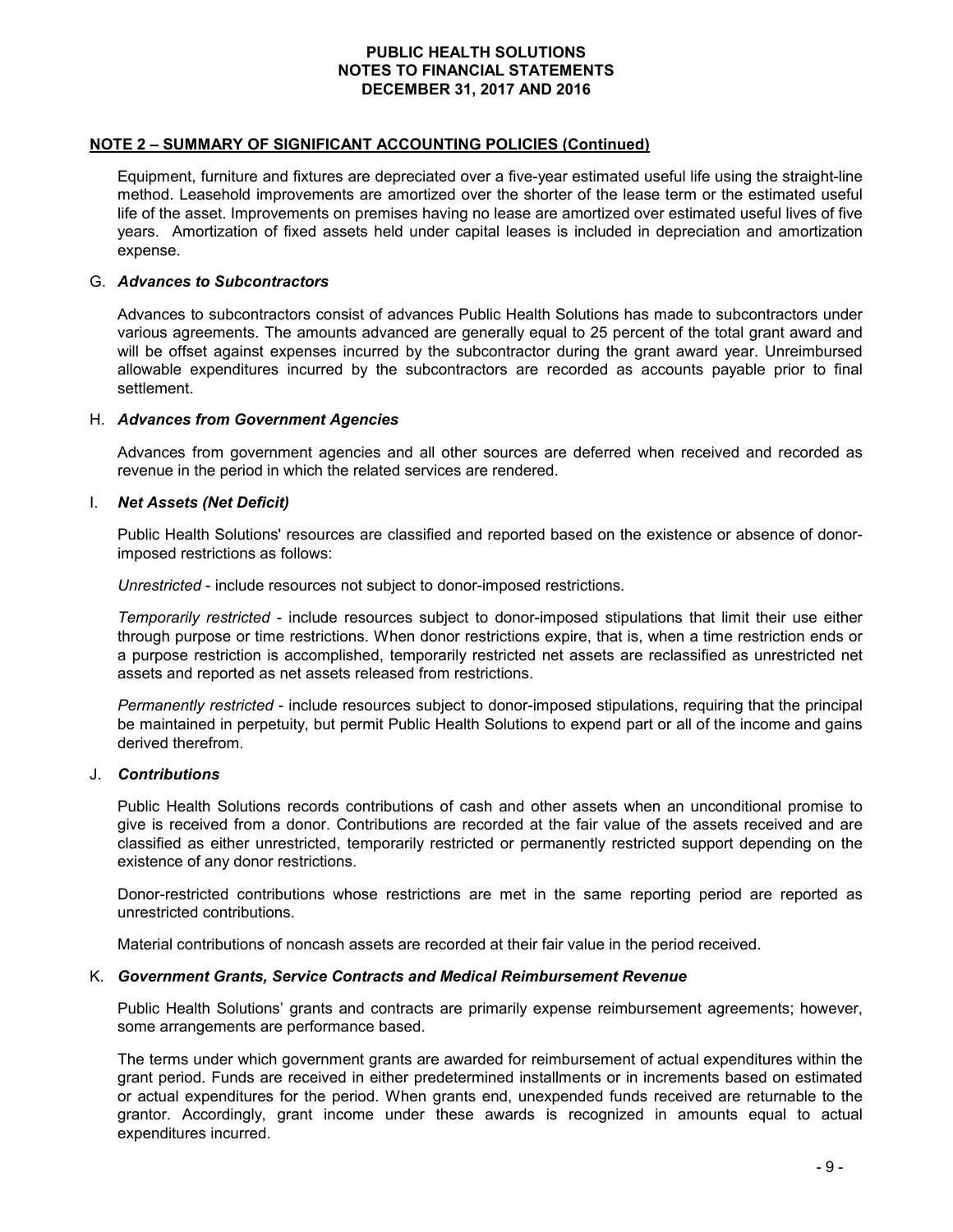## NOTE 2 – SUMMARY OF SIGNIFICANT ACCOUNTING POLICIES (Continued)

Equipment, furniture and fixtures are depreciated over a five-year estimated useful life using the straight-line method. Leasehold improvements are amortized over the shorter of the lease term or the estimated useful life of the asset. Improvements on premises having no lease are amortized over estimated useful lives of five years. Amortization of fixed assets held under capital leases is included in depreciation and amortization expense.

### G. *Advances to Subcontractors*

Advances to subcontractors consist of advances Public Health Solutions has made to subcontractors under various agreements. The amounts advanced are generally equal to 25 percent of the total grant award and will be offset against expenses incurred by the subcontractor during the grant award year. Unreimbursed allowable expenditures incurred by the subcontractors are recorded as accounts payable prior to final settlement.

### H. *Advances from Government Agencies*

Advances from government agencies and all other sources are deferred when received and recorded as revenue in the period in which the related services are rendered.

### I. *Net Assets (Net Deficit)*

Public Health Solutions' resources are classified and reported based on the existence or absence of donor-imposed restrictions as follows:

*Unrestricted* - include resources not subject to donor-imposed restrictions.

*Temporarily restricted* - include resources subject to donor-imposed stipulations that limit their use either through purpose or time restrictions. When donor restrictions expire, that is, when a time restriction ends or a purpose restriction is accomplished, temporarily restricted net assets are reclassified as unrestricted net assets and reported as net assets released from restrictions.

*Permanently restricted* - include resources subject to donor-imposed stipulations, requiring that the principal be maintained in perpetuity, but permit Public Health Solutions to expend part or all of the income and gains derived therefrom.

### J. *Contributions*

Public Health Solutions records contributions of cash and other assets when an unconditional promise to give is received from a donor. Contributions are recorded at the fair value of the assets received and are classified as either unrestricted, temporarily restricted or permanently restricted support depending on the existence of any donor restrictions.

Donor-restricted contributions whose restrictions are met in the same reporting period are reported as unrestricted contributions.

Material contributions of noncash assets are recorded at their fair value in the period received.

### K. *Government Grants, Service Contracts and Medical Reimbursement Revenue*

Public Health Solutions' grants and contracts are primarily expense reimbursement agreements; however, some arrangements are performance based.

The terms under which government grants are awarded for reimbursement of actual expenditures within the grant period. Funds are received in either predetermined installments or in increments based on estimated or actual expenditures for the period. When grants end, unexpended funds received are returnable to the grantor. Accordingly, grant income under these awards is recognized in amounts equal to actual expenditures incurred.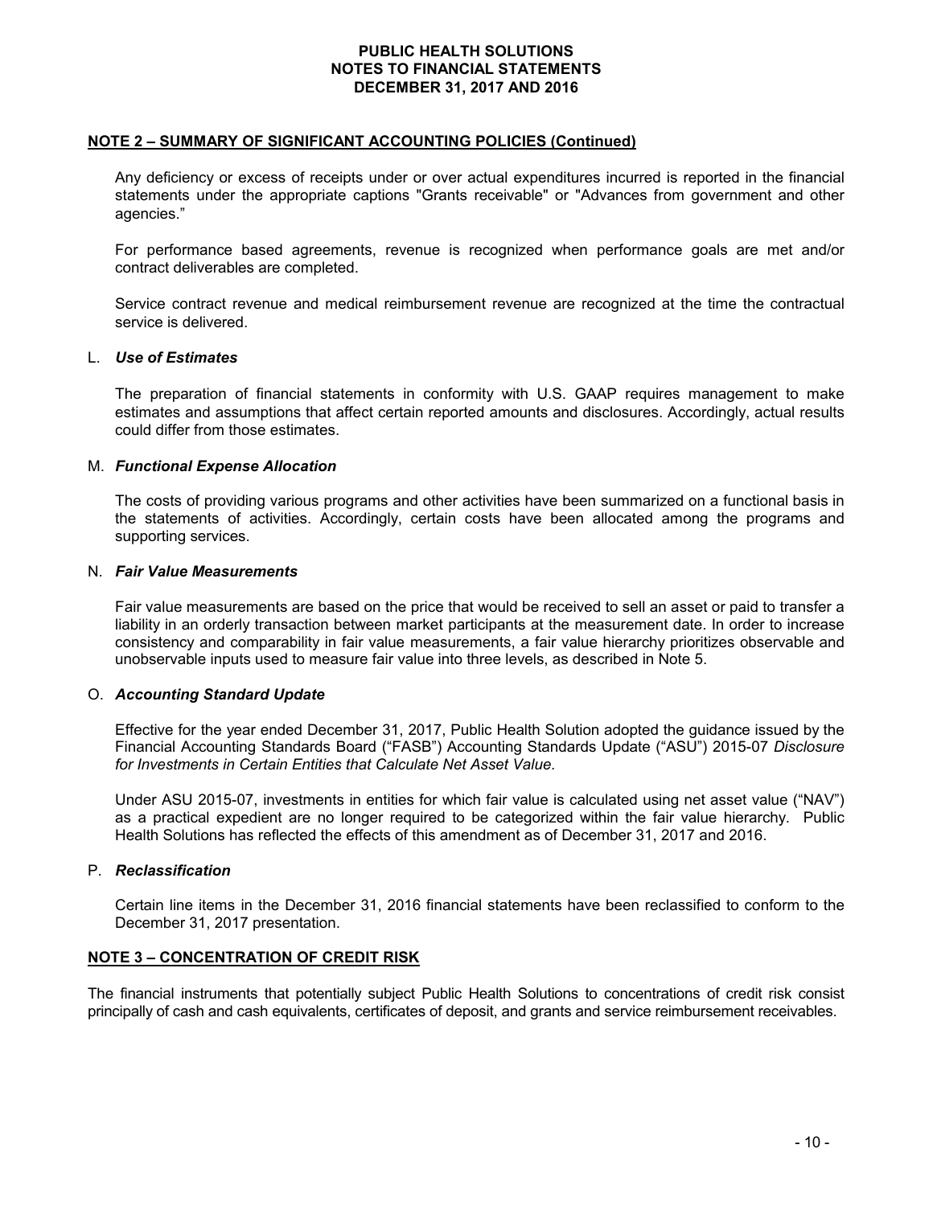## NOTE 2 – SUMMARY OF SIGNIFICANT ACCOUNTING POLICIES (Continued)

Any deficiency or excess of receipts under or over actual expenditures incurred is reported in the financial statements under the appropriate captions "Grants receivable" or "Advances from government and other agencies."

For performance based agreements, revenue is recognized when performance goals are met and/or contract deliverables are completed.

Service contract revenue and medical reimbursement revenue are recognized at the time the contractual service is delivered.

### L. *Use of Estimates*

The preparation of financial statements in conformity with U.S. GAAP requires management to make estimates and assumptions that affect certain reported amounts and disclosures. Accordingly, actual results could differ from those estimates.

### M. *Functional Expense Allocation*

The costs of providing various programs and other activities have been summarized on a functional basis in the statements of activities. Accordingly, certain costs have been allocated among the programs and supporting services.

### N. *Fair Value Measurements*

Fair value measurements are based on the price that would be received to sell an asset or paid to transfer a liability in an orderly transaction between market participants at the measurement date. In order to increase consistency and comparability in fair value measurements, a fair value hierarchy prioritizes observable and unobservable inputs used to measure fair value into three levels, as described in Note 5.

### O. *Accounting Standard Update*

Effective for the year ended December 31, 2017, Public Health Solution adopted the guidance issued by the Financial Accounting Standards Board ("FASB") Accounting Standards Update ("ASU") 2015-07 *Disclosure for Investments in Certain Entities that Calculate Net Asset Value*.

Under ASU 2015-07, investments in entities for which fair value is calculated using net asset value ("NAV") as a practical expedient are no longer required to be categorized within the fair value hierarchy. Public Health Solutions has reflected the effects of this amendment as of December 31, 2017 and 2016.

### P. *Reclassification*

Certain line items in the December 31, 2016 financial statements have been reclassified to conform to the December 31, 2017 presentation.

## NOTE 3 – CONCENTRATION OF CREDIT RISK

The financial instruments that potentially subject Public Health Solutions to concentrations of credit risk consist principally of cash and cash equivalents, certificates of deposit, and grants and service reimbursement receivables.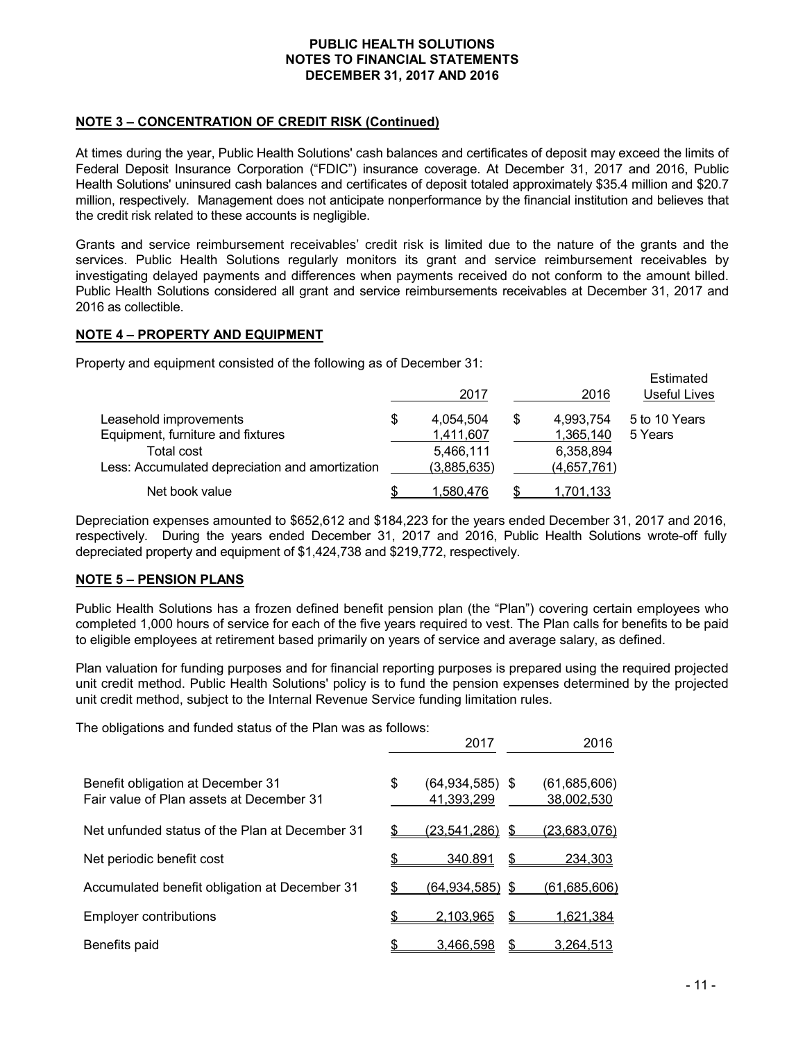PUBLIC HEALTH SOLUTIONS
NOTES TO FINANCIAL STATEMENTS
DECEMBER 31, 2017 AND 2016

**NOTE 3 – CONCENTRATION OF CREDIT RISK (Continued)**

At times during the year, Public Health Solutions' cash balances and certificates of deposit may exceed the limits of Federal Deposit Insurance Corporation ("FDIC") insurance coverage. At December 31, 2017 and 2016, Public Health Solutions' uninsured cash balances and certificates of deposit totaled approximately $35.4 million and $20.7 million, respectively. Management does not anticipate nonperformance by the financial institution and believes that the credit risk related to these accounts is negligible.

Grants and service reimbursement receivables' credit risk is limited due to the nature of the grants and the services. Public Health Solutions regularly monitors its grant and service reimbursement receivables by investigating delayed payments and differences when payments received do not conform to the amount billed. Public Health Solutions considered all grant and service reimbursements receivables at December 31, 2017 and 2016 as collectible.

**NOTE 4 – PROPERTY AND EQUIPMENT**

Property and equipment consisted of the following as of December 31:

| | 2017 | 2016 | Estimated Useful Lives |
|---|---|---|---|
| Leasehold improvements | $ 4,054,504 | $ 4,993,754 | 5 to 10 Years |
| Equipment, furniture and fixtures | 1,411,607 | 1,365,140 | 5 Years |
| Total cost | 5,466,111 | 6,358,894 | |
| Less: Accumulated depreciation and amortization | (3,885,635) | (4,657,761) | |
| Net book value | $ 1,580,476 | $ 1,701,133 | |

Depreciation expenses amounted to $652,612 and $184,223 for the years ended December 31, 2017 and 2016, respectively. During the years ended December 31, 2017 and 2016, Public Health Solutions wrote-off fully depreciated property and equipment of $1,424,738 and $219,772, respectively.

**NOTE 5 – PENSION PLANS**

Public Health Solutions has a frozen defined benefit pension plan (the "Plan") covering certain employees who completed 1,000 hours of service for each of the five years required to vest. The Plan calls for benefits to be paid to eligible employees at retirement based primarily on years of service and average salary, as defined.

Plan valuation for funding purposes and for financial reporting purposes is prepared using the required projected unit credit method. Public Health Solutions' policy is to fund the pension expenses determined by the projected unit credit method, subject to the Internal Revenue Service funding limitation rules.

The obligations and funded status of the Plan was as follows:

| | 2017 | 2016 |
|---|---|---|
| Benefit obligation at December 31 | $ (64,934,585) | $ (61,685,606) |
| Fair value of Plan assets at December 31 | 41,393,299 | 38,002,530 |
| Net unfunded status of the Plan at December 31 | $ (23,541,286) | $ (23,683,076) |
| Net periodic benefit cost | $ 340.891 | $ 234,303 |
| Accumulated benefit obligation at December 31 | $ (64,934,585) | $ (61,685,606) |
| Employer contributions | $ 2,103,965 | $ 1,621,384 |
| Benefits paid | $ 3,466,598 | $ 3,264,513 |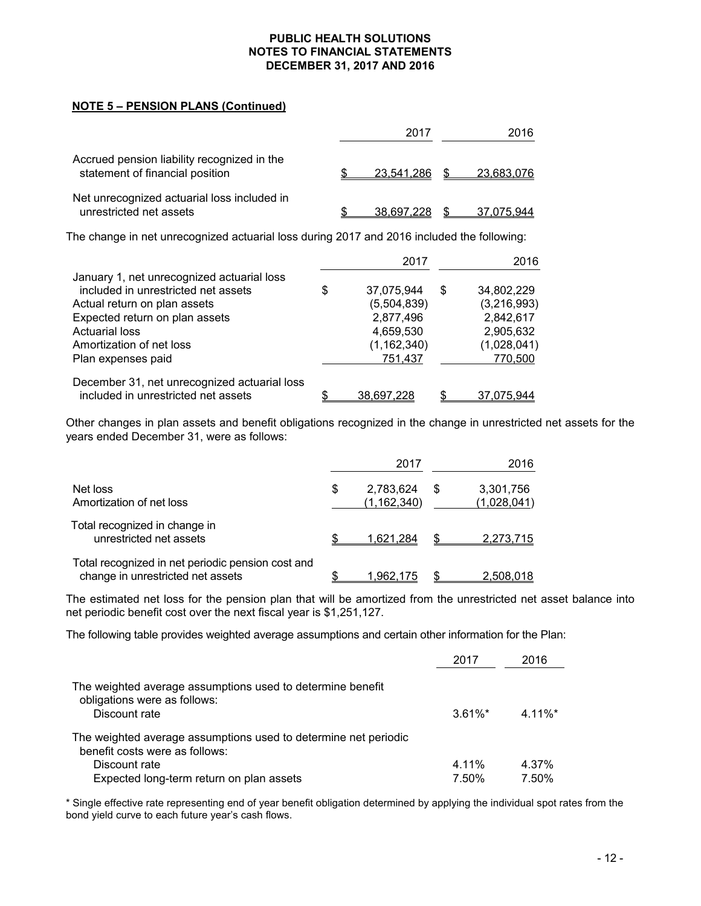**NOTE 5 – PENSION PLANS (Continued)**

| | 2017 | 2016 |
|---|---|---|
| Accrued pension liability recognized in the statement of financial position | $ 23,541,286 | $ 23,683,076 |
| Net unrecognized actuarial loss included in unrestricted net assets | $ 38,697,228 | $ 37,075,944 |

The change in net unrecognized actuarial loss during 2017 and 2016 included the following:

| | 2017 | 2016 |
|---|---|---|
| January 1, net unrecognized actuarial loss included in unrestricted net assets | $ 37,075,944 | $ 34,802,229 |
| Actual return on plan assets | (5,504,839) | (3,216,993) |
| Expected return on plan assets | 2,877,496 | 2,842,617 |
| Actuarial loss | 4,659,530 | 2,905,632 |
| Amortization of net loss | (1,162,340) | (1,028,041) |
| Plan expenses paid | 751,437 | 770,500 |
| December 31, net unrecognized actuarial loss included in unrestricted net assets | $ 38,697,228 | $ 37,075,944 |

Other changes in plan assets and benefit obligations recognized in the change in unrestricted net assets for the years ended December 31, were as follows:

| | 2017 | 2016 |
|---|---|---|
| Net loss | $ 2,783,624 | $ 3,301,756 |
| Amortization of net loss | (1,162,340) | (1,028,041) |
| Total recognized in change in unrestricted net assets | $ 1,621,284 | $ 2,273,715 |
| Total recognized in net periodic pension cost and change in unrestricted net assets | $ 1,962,175 | $ 2,508,018 |

The estimated net loss for the pension plan that will be amortized from the unrestricted net asset balance into net periodic benefit cost over the next fiscal year is $1,251,127.

The following table provides weighted average assumptions and certain other information for the Plan:

| | 2017 | 2016 |
|---|---|---|
| The weighted average assumptions used to determine benefit obligations were as follows: | | |
| Discount rate | 3.61%* | 4.11%* |
| The weighted average assumptions used to determine net periodic benefit costs were as follows: | | |
| Discount rate | 4.11% | 4.37% |
| Expected long-term return on plan assets | 7.50% | 7.50% |

\* Single effective rate representing end of year benefit obligation determined by applying the individual spot rates from the bond yield curve to each future year's cash flows.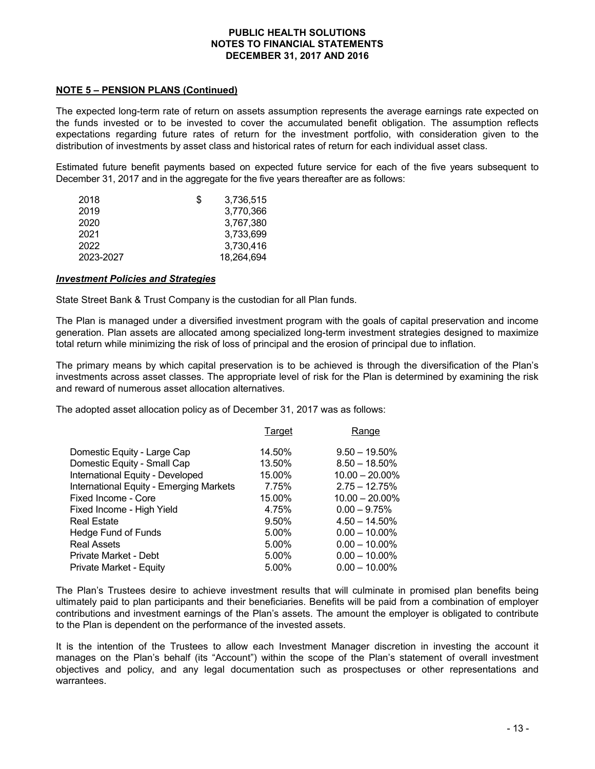**PUBLIC HEALTH SOLUTIONS**
**NOTES TO FINANCIAL STATEMENTS**
**DECEMBER 31, 2017 AND 2016**

**NOTE 5 – PENSION PLANS (Continued)**

The expected long-term rate of return on assets assumption represents the average earnings rate expected on the funds invested or to be invested to cover the accumulated benefit obligation. The assumption reflects expectations regarding future rates of return for the investment portfolio, with consideration given to the distribution of investments by asset class and historical rates of return for each individual asset class.

Estimated future benefit payments based on expected future service for each of the five years subsequent to December 31, 2017 and in the aggregate for the five years thereafter are as follows:

| | |
|---|---|
| 2018 | $ 3,736,515 |
| 2019 | 3,770,366 |
| 2020 | 3,767,380 |
| 2021 | 3,733,699 |
| 2022 | 3,730,416 |
| 2023-2027 | 18,264,694 |

***Investment Policies and Strategies***

State Street Bank & Trust Company is the custodian for all Plan funds.

The Plan is managed under a diversified investment program with the goals of capital preservation and income generation. Plan assets are allocated among specialized long-term investment strategies designed to maximize total return while minimizing the risk of loss of principal and the erosion of principal due to inflation.

The primary means by which capital preservation is to be achieved is through the diversification of the Plan's investments across asset classes. The appropriate level of risk for the Plan is determined by examining the risk and reward of numerous asset allocation alternatives.

The adopted asset allocation policy as of December 31, 2017 was as follows:

| | Target | Range |
|---|---|---|
| Domestic Equity - Large Cap | 14.50% | 9.50 – 19.50% |
| Domestic Equity - Small Cap | 13.50% | 8.50 – 18.50% |
| International Equity - Developed | 15.00% | 10.00 – 20.00% |
| International Equity - Emerging Markets | 7.75% | 2.75 – 12.75% |
| Fixed Income - Core | 15.00% | 10.00 – 20.00% |
| Fixed Income - High Yield | 4.75% | 0.00 – 9.75% |
| Real Estate | 9.50% | 4.50 – 14.50% |
| Hedge Fund of Funds | 5.00% | 0.00 – 10.00% |
| Real Assets | 5.00% | 0.00 – 10.00% |
| Private Market - Debt | 5.00% | 0.00 – 10.00% |
| Private Market - Equity | 5.00% | 0.00 – 10.00% |

The Plan's Trustees desire to achieve investment results that will culminate in promised plan benefits being ultimately paid to plan participants and their beneficiaries. Benefits will be paid from a combination of employer contributions and investment earnings of the Plan's assets. The amount the employer is obligated to contribute to the Plan is dependent on the performance of the invested assets.

It is the intention of the Trustees to allow each Investment Manager discretion in investing the account it manages on the Plan's behalf (its "Account") within the scope of the Plan's statement of overall investment objectives and policy, and any legal documentation such as prospectuses or other representations and warrantees.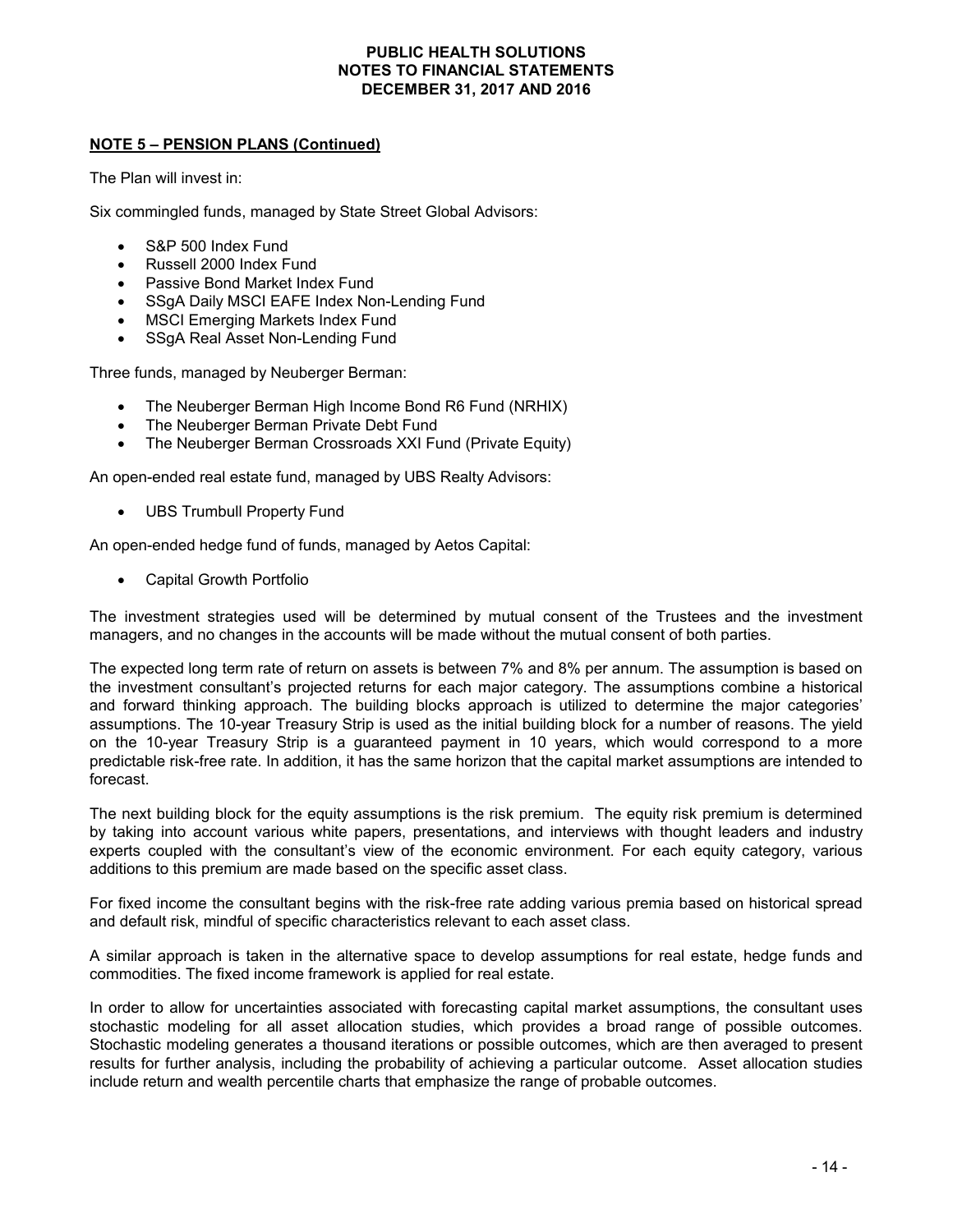**NOTE 5 – PENSION PLANS (Continued)**

The Plan will invest in:

Six commingled funds, managed by State Street Global Advisors:

- S&P 500 Index Fund
- Russell 2000 Index Fund
- Passive Bond Market Index Fund
- SSgA Daily MSCI EAFE Index Non-Lending Fund
- MSCI Emerging Markets Index Fund
- SSgA Real Asset Non-Lending Fund

Three funds, managed by Neuberger Berman:

- The Neuberger Berman High Income Bond R6 Fund (NRHIX)
- The Neuberger Berman Private Debt Fund
- The Neuberger Berman Crossroads XXI Fund (Private Equity)

An open-ended real estate fund, managed by UBS Realty Advisors:

- UBS Trumbull Property Fund

An open-ended hedge fund of funds, managed by Aetos Capital:

- Capital Growth Portfolio

The investment strategies used will be determined by mutual consent of the Trustees and the investment managers, and no changes in the accounts will be made without the mutual consent of both parties.

The expected long term rate of return on assets is between 7% and 8% per annum. The assumption is based on the investment consultant's projected returns for each major category. The assumptions combine a historical and forward thinking approach. The building blocks approach is utilized to determine the major categories' assumptions. The 10-year Treasury Strip is used as the initial building block for a number of reasons. The yield on the 10-year Treasury Strip is a guaranteed payment in 10 years, which would correspond to a more predictable risk-free rate. In addition, it has the same horizon that the capital market assumptions are intended to forecast.

The next building block for the equity assumptions is the risk premium. The equity risk premium is determined by taking into account various white papers, presentations, and interviews with thought leaders and industry experts coupled with the consultant's view of the economic environment. For each equity category, various additions to this premium are made based on the specific asset class.

For fixed income the consultant begins with the risk-free rate adding various premia based on historical spread and default risk, mindful of specific characteristics relevant to each asset class.

A similar approach is taken in the alternative space to develop assumptions for real estate, hedge funds and commodities. The fixed income framework is applied for real estate.

In order to allow for uncertainties associated with forecasting capital market assumptions, the consultant uses stochastic modeling for all asset allocation studies, which provides a broad range of possible outcomes. Stochastic modeling generates a thousand iterations or possible outcomes, which are then averaged to present results for further analysis, including the probability of achieving a particular outcome. Asset allocation studies include return and wealth percentile charts that emphasize the range of probable outcomes.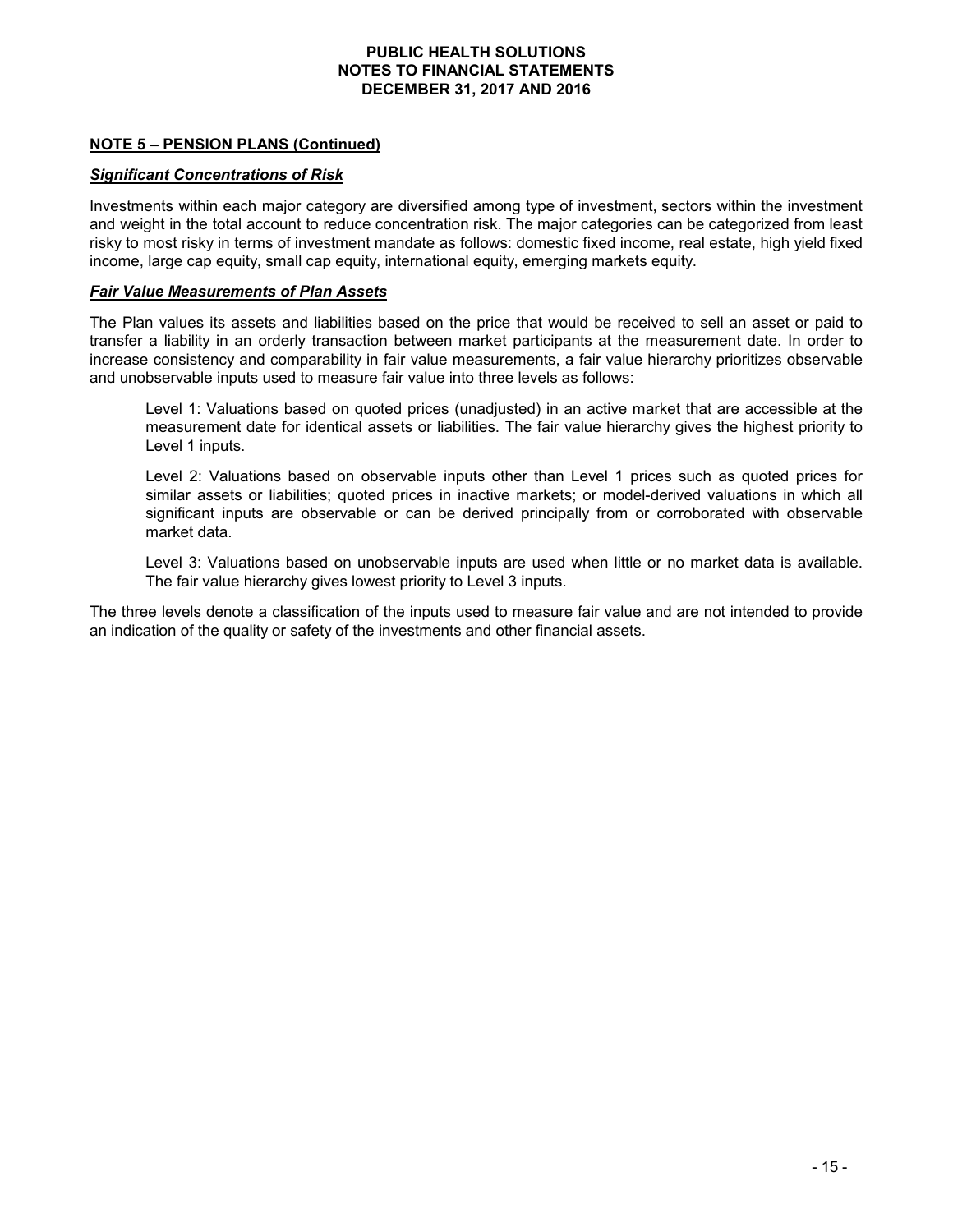**NOTE 5 – PENSION PLANS (Continued)**

***Significant Concentrations of Risk***

Investments within each major category are diversified among type of investment, sectors within the investment and weight in the total account to reduce concentration risk. The major categories can be categorized from least risky to most risky in terms of investment mandate as follows: domestic fixed income, real estate, high yield fixed income, large cap equity, small cap equity, international equity, emerging markets equity.

***Fair Value Measurements of Plan Assets***

The Plan values its assets and liabilities based on the price that would be received to sell an asset or paid to transfer a liability in an orderly transaction between market participants at the measurement date. In order to increase consistency and comparability in fair value measurements, a fair value hierarchy prioritizes observable and unobservable inputs used to measure fair value into three levels as follows:

> Level 1: Valuations based on quoted prices (unadjusted) in an active market that are accessible at the measurement date for identical assets or liabilities. The fair value hierarchy gives the highest priority to Level 1 inputs.
>
> Level 2: Valuations based on observable inputs other than Level 1 prices such as quoted prices for similar assets or liabilities; quoted prices in inactive markets; or model-derived valuations in which all significant inputs are observable or can be derived principally from or corroborated with observable market data.
>
> Level 3: Valuations based on unobservable inputs are used when little or no market data is available. The fair value hierarchy gives lowest priority to Level 3 inputs.

The three levels denote a classification of the inputs used to measure fair value and are not intended to provide an indication of the quality or safety of the investments and other financial assets.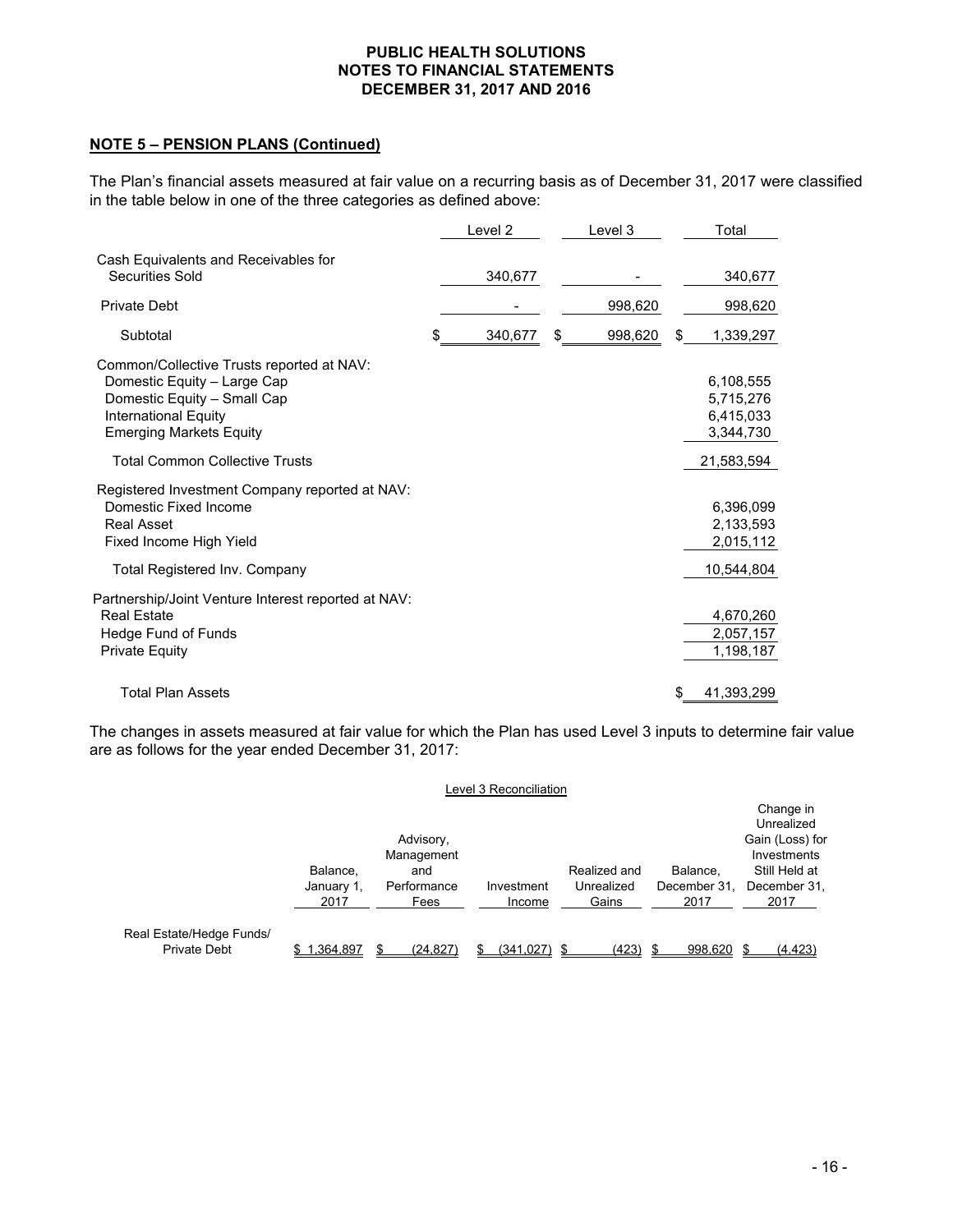PUBLIC HEALTH SOLUTIONS
NOTES TO FINANCIAL STATEMENTS
DECEMBER 31, 2017 AND 2016

**NOTE 5 – PENSION PLANS (Continued)**

The Plan's financial assets measured at fair value on a recurring basis as of December 31, 2017 were classified in the table below in one of the three categories as defined above:

| | Level 2 | Level 3 | Total |
|---|---|---|---|
| Cash Equivalents and Receivables for Securities Sold | 340,677 | - | 340,677 |
| Private Debt | - | 998,620 | 998,620 |
| Subtotal | $ 340,677 | $ 998,620 | $ 1,339,297 |
| Common/Collective Trusts reported at NAV: | | | |
| Domestic Equity – Large Cap | | | 6,108,555 |
| Domestic Equity – Small Cap | | | 5,715,276 |
| International Equity | | | 6,415,033 |
| Emerging Markets Equity | | | 3,344,730 |
| Total Common Collective Trusts | | | 21,583,594 |
| Registered Investment Company reported at NAV: | | | |
| Domestic Fixed Income | | | 6,396,099 |
| Real Asset | | | 2,133,593 |
| Fixed Income High Yield | | | 2,015,112 |
| Total Registered Inv. Company | | | 10,544,804 |
| Partnership/Joint Venture Interest reported at NAV: | | | |
| Real Estate | | | 4,670,260 |
| Hedge Fund of Funds | | | 2,057,157 |
| Private Equity | | | 1,198,187 |
| Total Plan Assets | | | $ 41,393,299 |

The changes in assets measured at fair value for which the Plan has used Level 3 inputs to determine fair value are as follows for the year ended December 31, 2017:

Level 3 Reconciliation

| | Balance, January 1, 2017 | Advisory, Management and Performance Fees | Investment Income | Realized and Unrealized Gains | Balance, December 31, 2017 | Change in Unrealized Gain (Loss) for Investments Still Held at December 31, 2017 |
|---|---|---|---|---|---|---|
| Real Estate/Hedge Funds/ Private Debt | $ 1,364,897 | $ (24,827) | $ (341,027) | $ (423) | $ 998,620 | $ (4,423) |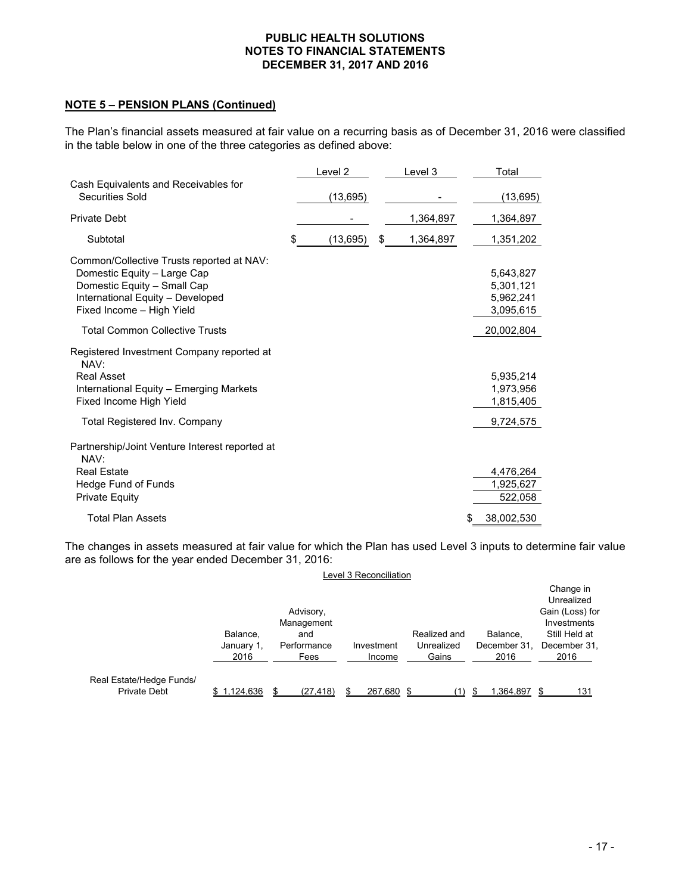## NOTE 5 – PENSION PLANS (Continued)

The Plan's financial assets measured at fair value on a recurring basis as of December 31, 2016 were classified in the table below in one of the three categories as defined above:

| | Level 2 | Level 3 | Total |
|---|---|---|---|
| Cash Equivalents and Receivables for Securities Sold | (13,695) | - | (13,695) |
| Private Debt | - | 1,364,897 | 1,364,897 |
| Subtotal | $ (13,695) | $ 1,364,897 | 1,351,202 |
| Common/Collective Trusts reported at NAV: | | | |
| Domestic Equity – Large Cap | | | 5,643,827 |
| Domestic Equity – Small Cap | | | 5,301,121 |
| International Equity – Developed | | | 5,962,241 |
| Fixed Income – High Yield | | | 3,095,615 |
| Total Common Collective Trusts | | | 20,002,804 |
| Registered Investment Company reported at NAV: | | | |
| Real Asset | | | 5,935,214 |
| International Equity – Emerging Markets | | | 1,973,956 |
| Fixed Income High Yield | | | 1,815,405 |
| Total Registered Inv. Company | | | 9,724,575 |
| Partnership/Joint Venture Interest reported at NAV: | | | |
| Real Estate | | | 4,476,264 |
| Hedge Fund of Funds | | | 1,925,627 |
| Private Equity | | | 522,058 |
| Total Plan Assets | | | $ 38,002,530 |

The changes in assets measured at fair value for which the Plan has used Level 3 inputs to determine fair value are as follows for the year ended December 31, 2016:

Level 3 Reconciliation

| | Balance, January 1, 2016 | Advisory, Management and Performance Fees | Investment Income | Realized and Unrealized Gains | Balance, December 31, 2016 | Change in Unrealized Gain (Loss) for Investments Still Held at December 31, 2016 |
|---|---|---|---|---|---|---|
| Real Estate/Hedge Funds/ Private Debt | $ 1,124,636 | $ (27,418) | $ 267,680 | $ (1) | $ 1,364,897 | $ 131 |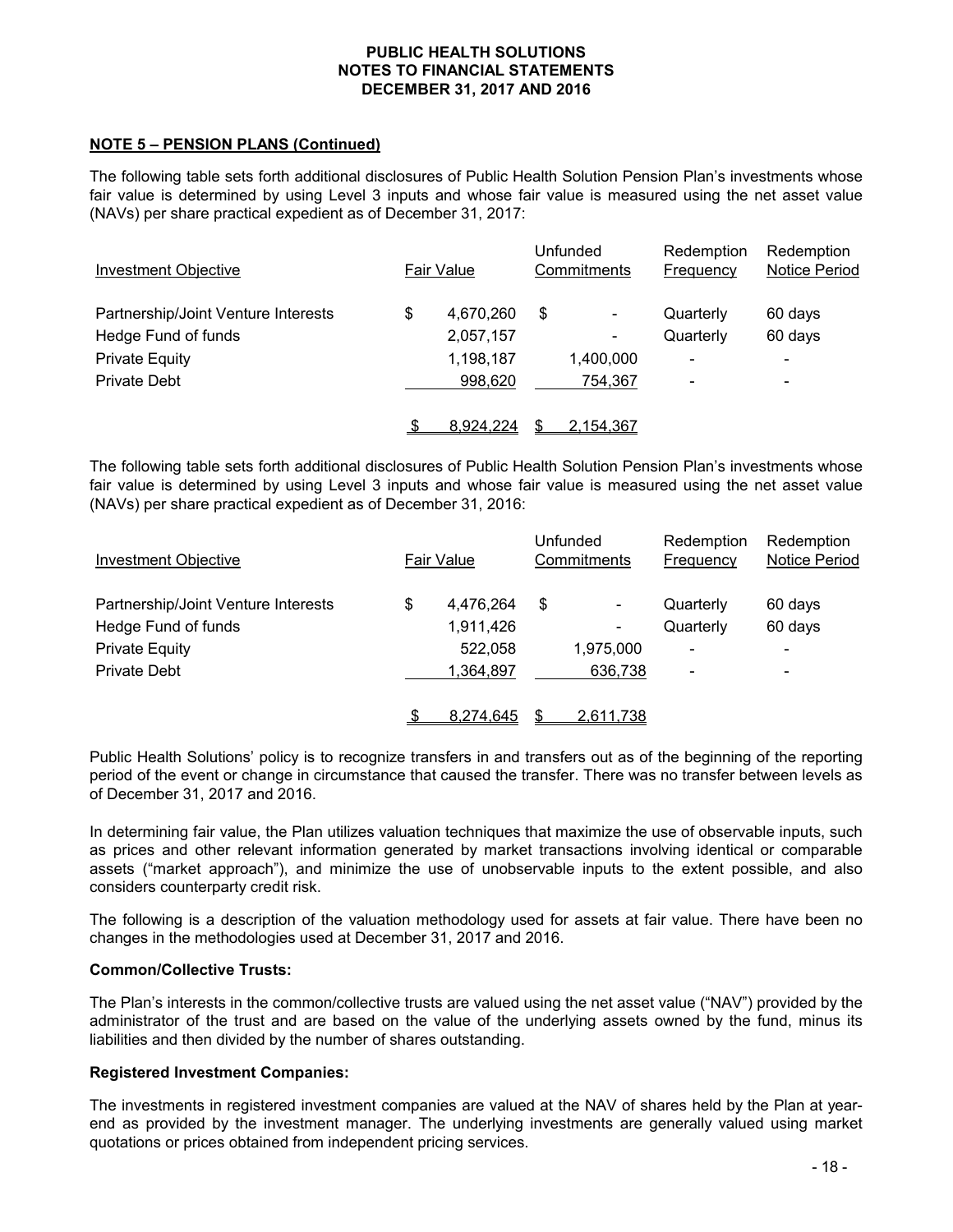**PUBLIC HEALTH SOLUTIONS**
**NOTES TO FINANCIAL STATEMENTS**
**DECEMBER 31, 2017 AND 2016**

**NOTE 5 – PENSION PLANS (Continued)**

The following table sets forth additional disclosures of Public Health Solution Pension Plan's investments whose fair value is determined by using Level 3 inputs and whose fair value is measured using the net asset value (NAVs) per share practical expedient as of December 31, 2017:

| Investment Objective | Fair Value | Unfunded Commitments | Redemption Frequency | Redemption Notice Period |
|---|---|---|---|---|
| Partnership/Joint Venture Interests | $ 4,670,260 | $ - | Quarterly | 60 days |
| Hedge Fund of funds | 2,057,157 | - | Quarterly | 60 days |
| Private Equity | 1,198,187 | 1,400,000 | - | - |
| Private Debt | 998,620 | 754,367 | - | - |
| | $ 8,924,224 | $ 2,154,367 | | |

The following table sets forth additional disclosures of Public Health Solution Pension Plan's investments whose fair value is determined by using Level 3 inputs and whose fair value is measured using the net asset value (NAVs) per share practical expedient as of December 31, 2016:

| Investment Objective | Fair Value | Unfunded Commitments | Redemption Frequency | Redemption Notice Period |
|---|---|---|---|---|
| Partnership/Joint Venture Interests | $ 4,476,264 | $ - | Quarterly | 60 days |
| Hedge Fund of funds | 1,911,426 | - | Quarterly | 60 days |
| Private Equity | 522,058 | 1,975,000 | - | - |
| Private Debt | 1,364,897 | 636,738 | - | - |
| | $ 8,274,645 | $ 2,611,738 | | |

Public Health Solutions' policy is to recognize transfers in and transfers out as of the beginning of the reporting period of the event or change in circumstance that caused the transfer. There was no transfer between levels as of December 31, 2017 and 2016.

In determining fair value, the Plan utilizes valuation techniques that maximize the use of observable inputs, such as prices and other relevant information generated by market transactions involving identical or comparable assets ("market approach"), and minimize the use of unobservable inputs to the extent possible, and also considers counterparty credit risk.

The following is a description of the valuation methodology used for assets at fair value. There have been no changes in the methodologies used at December 31, 2017 and 2016.

**Common/Collective Trusts:**

The Plan's interests in the common/collective trusts are valued using the net asset value ("NAV") provided by the administrator of the trust and are based on the value of the underlying assets owned by the fund, minus its liabilities and then divided by the number of shares outstanding.

**Registered Investment Companies:**

The investments in registered investment companies are valued at the NAV of shares held by the Plan at year-end as provided by the investment manager. The underlying investments are generally valued using market quotations or prices obtained from independent pricing services.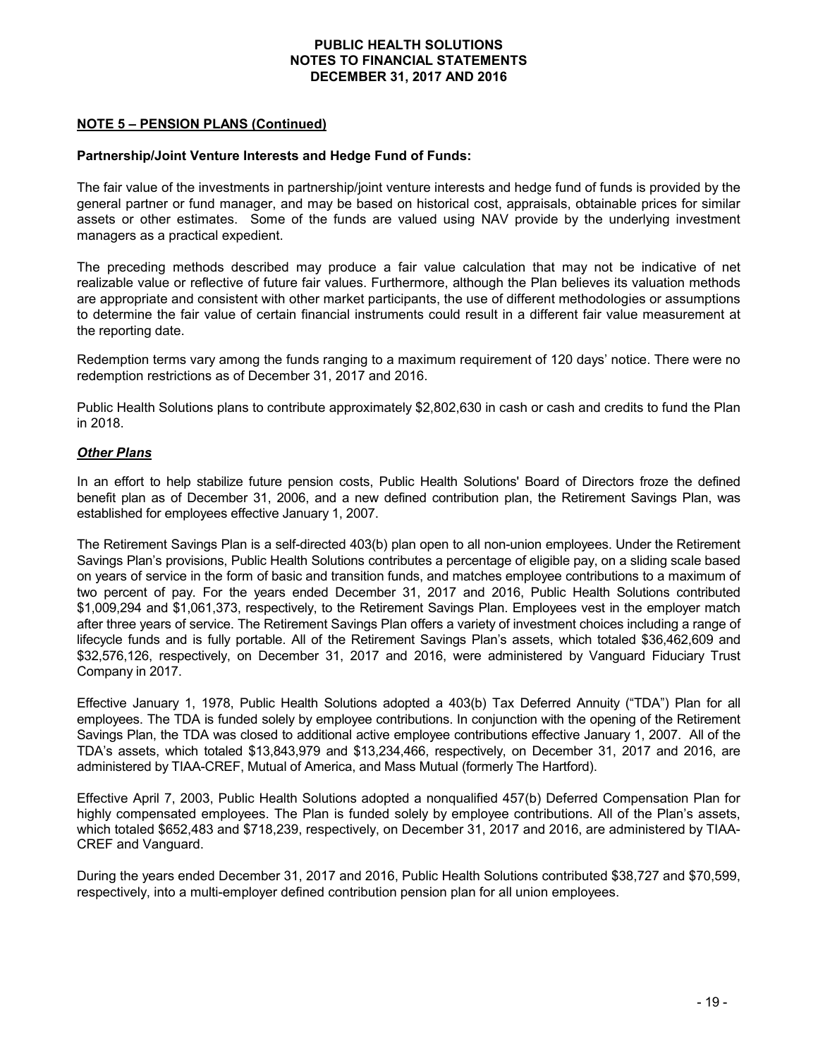### NOTE 5 – PENSION PLANS (Continued)

**Partnership/Joint Venture Interests and Hedge Fund of Funds:**

The fair value of the investments in partnership/joint venture interests and hedge fund of funds is provided by the general partner or fund manager, and may be based on historical cost, appraisals, obtainable prices for similar assets or other estimates. Some of the funds are valued using NAV provide by the underlying investment managers as a practical expedient.

The preceding methods described may produce a fair value calculation that may not be indicative of net realizable value or reflective of future fair values. Furthermore, although the Plan believes its valuation methods are appropriate and consistent with other market participants, the use of different methodologies or assumptions to determine the fair value of certain financial instruments could result in a different fair value measurement at the reporting date.

Redemption terms vary among the funds ranging to a maximum requirement of 120 days' notice. There were no redemption restrictions as of December 31, 2017 and 2016.

Public Health Solutions plans to contribute approximately $2,802,630 in cash or cash and credits to fund the Plan in 2018.

***Other Plans***

In an effort to help stabilize future pension costs, Public Health Solutions' Board of Directors froze the defined benefit plan as of December 31, 2006, and a new defined contribution plan, the Retirement Savings Plan, was established for employees effective January 1, 2007.

The Retirement Savings Plan is a self-directed 403(b) plan open to all non-union employees. Under the Retirement Savings Plan's provisions, Public Health Solutions contributes a percentage of eligible pay, on a sliding scale based on years of service in the form of basic and transition funds, and matches employee contributions to a maximum of two percent of pay. For the years ended December 31, 2017 and 2016, Public Health Solutions contributed $1,009,294 and $1,061,373, respectively, to the Retirement Savings Plan. Employees vest in the employer match after three years of service. The Retirement Savings Plan offers a variety of investment choices including a range of lifecycle funds and is fully portable. All of the Retirement Savings Plan's assets, which totaled $36,462,609 and $32,576,126, respectively, on December 31, 2017 and 2016, were administered by Vanguard Fiduciary Trust Company in 2017.

Effective January 1, 1978, Public Health Solutions adopted a 403(b) Tax Deferred Annuity ("TDA") Plan for all employees. The TDA is funded solely by employee contributions. In conjunction with the opening of the Retirement Savings Plan, the TDA was closed to additional active employee contributions effective January 1, 2007. All of the TDA's assets, which totaled $13,843,979 and $13,234,466, respectively, on December 31, 2017 and 2016, are administered by TIAA-CREF, Mutual of America, and Mass Mutual (formerly The Hartford).

Effective April 7, 2003, Public Health Solutions adopted a nonqualified 457(b) Deferred Compensation Plan for highly compensated employees. The Plan is funded solely by employee contributions. All of the Plan's assets, which totaled $652,483 and $718,239, respectively, on December 31, 2017 and 2016, are administered by TIAA-CREF and Vanguard.

During the years ended December 31, 2017 and 2016, Public Health Solutions contributed $38,727 and $70,599, respectively, into a multi-employer defined contribution pension plan for all union employees.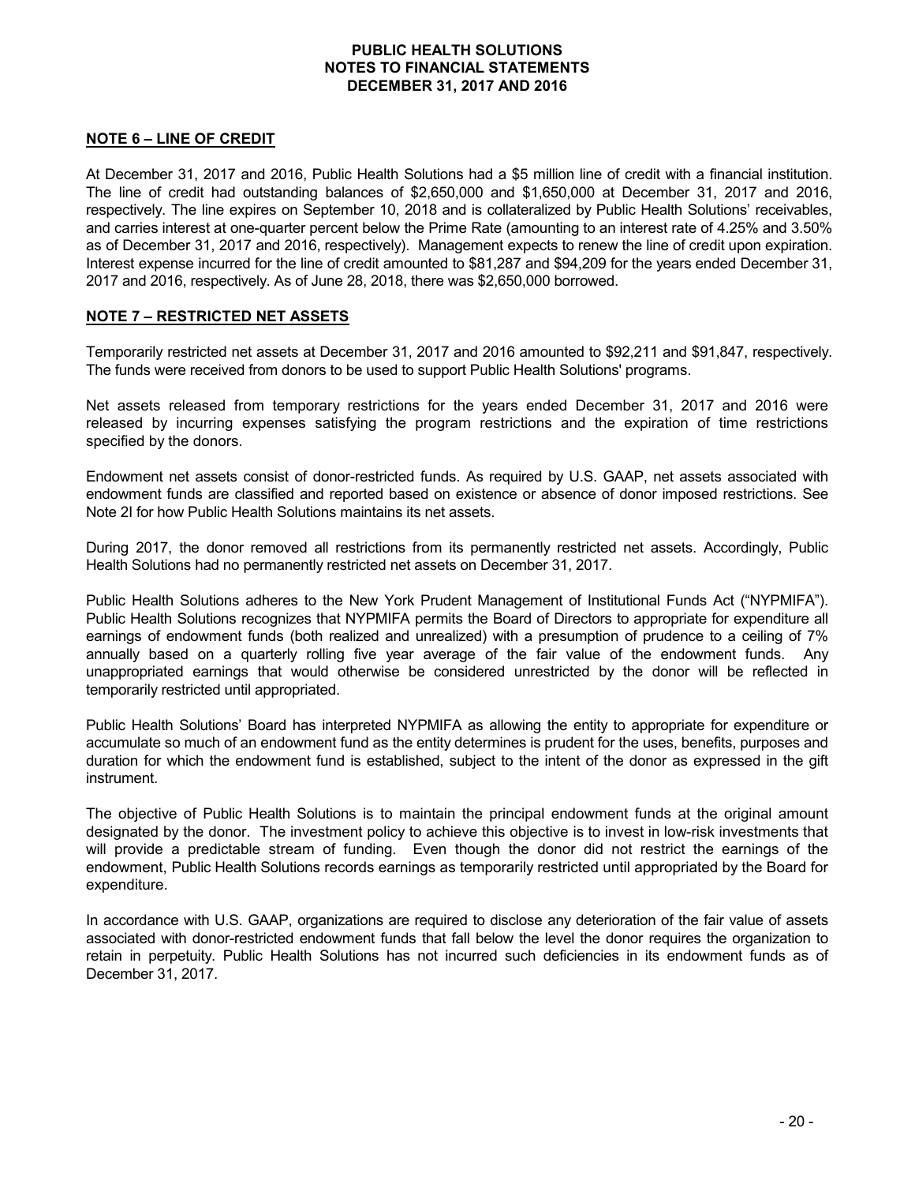## NOTE 6 – LINE OF CREDIT

At December 31, 2017 and 2016, Public Health Solutions had a $5 million line of credit with a financial institution. The line of credit had outstanding balances of $2,650,000 and $1,650,000 at December 31, 2017 and 2016, respectively. The line expires on September 10, 2018 and is collateralized by Public Health Solutions' receivables, and carries interest at one-quarter percent below the Prime Rate (amounting to an interest rate of 4.25% and 3.50% as of December 31, 2017 and 2016, respectively). Management expects to renew the line of credit upon expiration. Interest expense incurred for the line of credit amounted to $81,287 and $94,209 for the years ended December 31, 2017 and 2016, respectively. As of June 28, 2018, there was $2,650,000 borrowed.

## NOTE 7 – RESTRICTED NET ASSETS

Temporarily restricted net assets at December 31, 2017 and 2016 amounted to $92,211 and $91,847, respectively. The funds were received from donors to be used to support Public Health Solutions' programs.

Net assets released from temporary restrictions for the years ended December 31, 2017 and 2016 were released by incurring expenses satisfying the program restrictions and the expiration of time restrictions specified by the donors.

Endowment net assets consist of donor-restricted funds. As required by U.S. GAAP, net assets associated with endowment funds are classified and reported based on existence or absence of donor imposed restrictions. See Note 2I for how Public Health Solutions maintains its net assets.

During 2017, the donor removed all restrictions from its permanently restricted net assets. Accordingly, Public Health Solutions had no permanently restricted net assets on December 31, 2017.

Public Health Solutions adheres to the New York Prudent Management of Institutional Funds Act ("NYPMIFA"). Public Health Solutions recognizes that NYPMIFA permits the Board of Directors to appropriate for expenditure all earnings of endowment funds (both realized and unrealized) with a presumption of prudence to a ceiling of 7% annually based on a quarterly rolling five year average of the fair value of the endowment funds. Any unappropriated earnings that would otherwise be considered unrestricted by the donor will be reflected in temporarily restricted until appropriated.

Public Health Solutions' Board has interpreted NYPMIFA as allowing the entity to appropriate for expenditure or accumulate so much of an endowment fund as the entity determines is prudent for the uses, benefits, purposes and duration for which the endowment fund is established, subject to the intent of the donor as expressed in the gift instrument.

The objective of Public Health Solutions is to maintain the principal endowment funds at the original amount designated by the donor. The investment policy to achieve this objective is to invest in low-risk investments that will provide a predictable stream of funding. Even though the donor did not restrict the earnings of the endowment, Public Health Solutions records earnings as temporarily restricted until appropriated by the Board for expenditure.

In accordance with U.S. GAAP, organizations are required to disclose any deterioration of the fair value of assets associated with donor-restricted endowment funds that fall below the level the donor requires the organization to retain in perpetuity. Public Health Solutions has not incurred such deficiencies in its endowment funds as of December 31, 2017.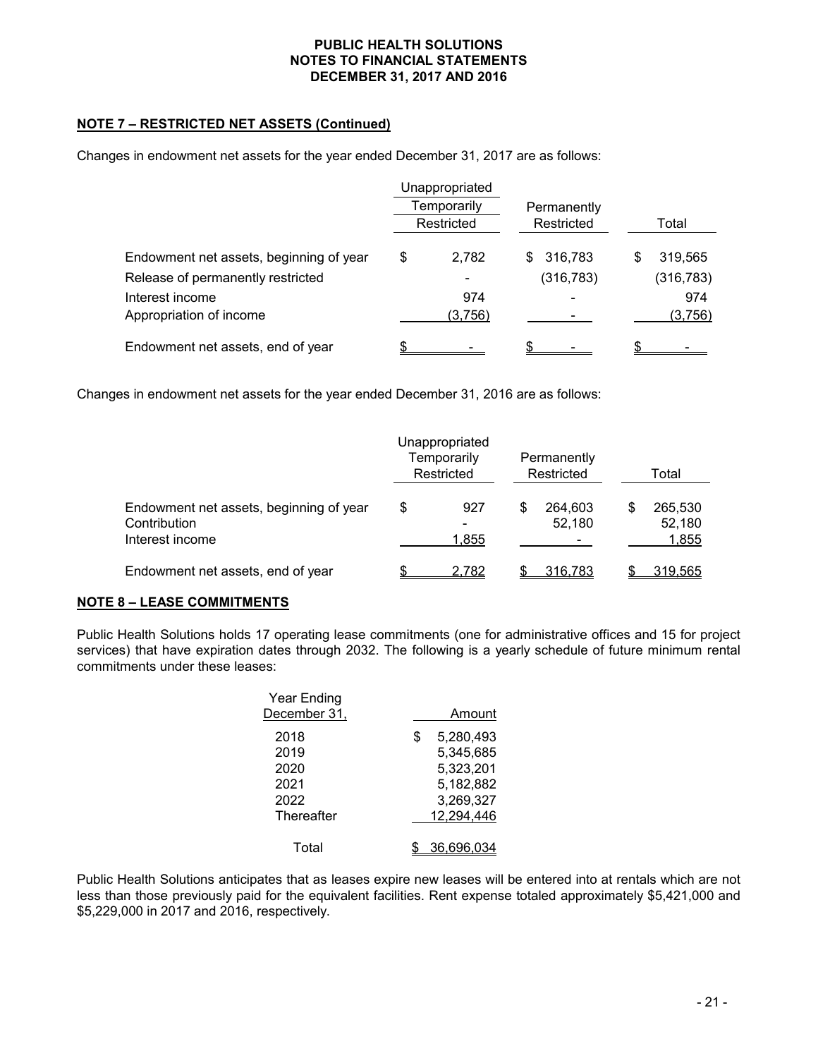## NOTE 7 – RESTRICTED NET ASSETS (Continued)

Changes in endowment net assets for the year ended December 31, 2017 are as follows:

| | Unappropriated Temporarily Restricted | Permanently Restricted | Total |
|---|---|---|---|
| Endowment net assets, beginning of year | $ 2,782 | $ 316,783 | $ 319,565 |
| Release of permanently restricted | - | (316,783) | (316,783) |
| Interest income | 974 | - | 974 |
| Appropriation of income | (3,756) | - | (3,756) |
| Endowment net assets, end of year | $ - | $ - | $ - |

Changes in endowment net assets for the year ended December 31, 2016 are as follows:

| | Unappropriated Temporarily Restricted | Permanently Restricted | Total |
|---|---|---|---|
| Endowment net assets, beginning of year | $ 927 | $ 264,603 | $ 265,530 |
| Contribution | - | 52,180 | 52,180 |
| Interest income | 1,855 | - | 1,855 |
| Endowment net assets, end of year | $ 2,782 | $ 316,783 | $ 319,565 |

## NOTE 8 – LEASE COMMITMENTS

Public Health Solutions holds 17 operating lease commitments (one for administrative offices and 15 for project services) that have expiration dates through 2032. The following is a yearly schedule of future minimum rental commitments under these leases:

| Year Ending December 31, | Amount |
|---|---|
| 2018 | $ 5,280,493 |
| 2019 | 5,345,685 |
| 2020 | 5,323,201 |
| 2021 | 5,182,882 |
| 2022 | 3,269,327 |
| Thereafter | 12,294,446 |
| Total | $ 36,696,034 |

Public Health Solutions anticipates that as leases expire new leases will be entered into at rentals which are not less than those previously paid for the equivalent facilities. Rent expense totaled approximately $5,421,000 and $5,229,000 in 2017 and 2016, respectively.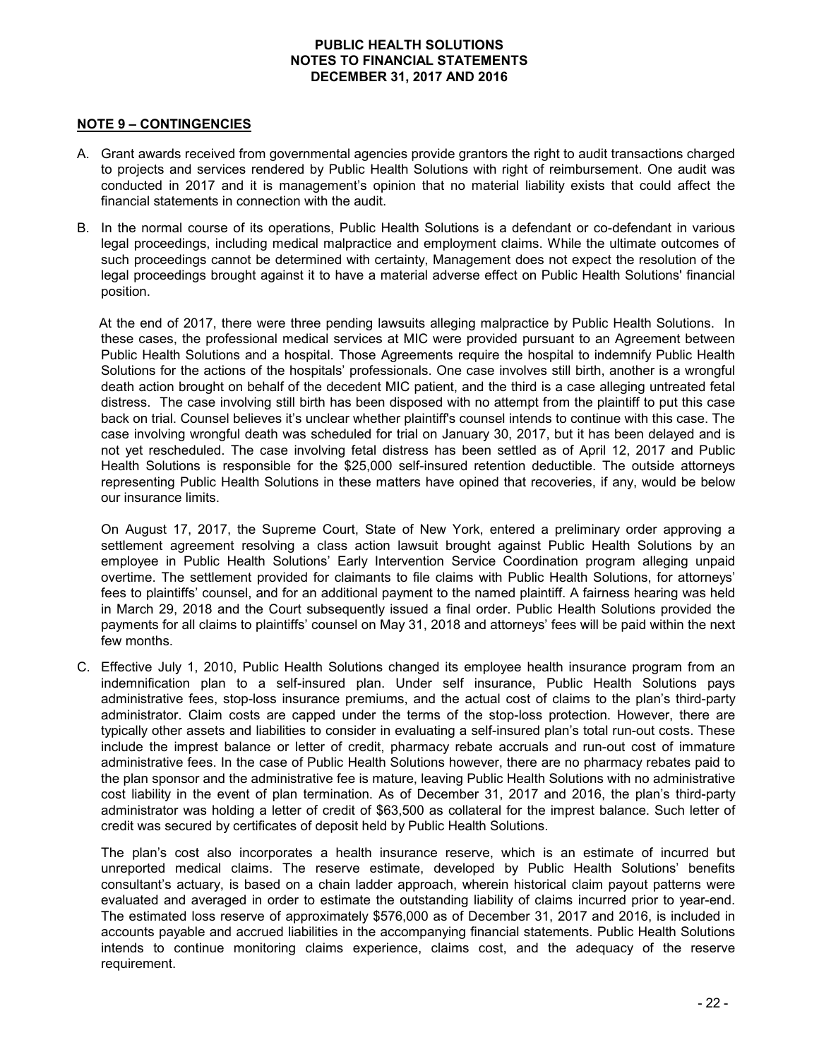## NOTE 9 – CONTINGENCIES

A. Grant awards received from governmental agencies provide grantors the right to audit transactions charged to projects and services rendered by Public Health Solutions with right of reimbursement. One audit was conducted in 2017 and it is management's opinion that no material liability exists that could affect the financial statements in connection with the audit.

B. In the normal course of its operations, Public Health Solutions is a defendant or co-defendant in various legal proceedings, including medical malpractice and employment claims. While the ultimate outcomes of such proceedings cannot be determined with certainty, Management does not expect the resolution of the legal proceedings brought against it to have a material adverse effect on Public Health Solutions' financial position.

   At the end of 2017, there were three pending lawsuits alleging malpractice by Public Health Solutions. In these cases, the professional medical services at MIC were provided pursuant to an Agreement between Public Health Solutions and a hospital. Those Agreements require the hospital to indemnify Public Health Solutions for the actions of the hospitals' professionals. One case involves still birth, another is a wrongful death action brought on behalf of the decedent MIC patient, and the third is a case alleging untreated fetal distress. The case involving still birth has been disposed with no attempt from the plaintiff to put this case back on trial. Counsel believes it's unclear whether plaintiff's counsel intends to continue with this case. The case involving wrongful death was scheduled for trial on January 30, 2017, but it has been delayed and is not yet rescheduled. The case involving fetal distress has been settled as of April 12, 2017 and Public Health Solutions is responsible for the $25,000 self-insured retention deductible. The outside attorneys representing Public Health Solutions in these matters have opined that recoveries, if any, would be below our insurance limits.

   On August 17, 2017, the Supreme Court, State of New York, entered a preliminary order approving a settlement agreement resolving a class action lawsuit brought against Public Health Solutions by an employee in Public Health Solutions' Early Intervention Service Coordination program alleging unpaid overtime. The settlement provided for claimants to file claims with Public Health Solutions, for attorneys' fees to plaintiffs' counsel, and for an additional payment to the named plaintiff. A fairness hearing was held in March 29, 2018 and the Court subsequently issued a final order. Public Health Solutions provided the payments for all claims to plaintiffs' counsel on May 31, 2018 and attorneys' fees will be paid within the next few months.

C. Effective July 1, 2010, Public Health Solutions changed its employee health insurance program from an indemnification plan to a self-insured plan. Under self insurance, Public Health Solutions pays administrative fees, stop-loss insurance premiums, and the actual cost of claims to the plan's third-party administrator. Claim costs are capped under the terms of the stop-loss protection. However, there are typically other assets and liabilities to consider in evaluating a self-insured plan's total run-out costs. These include the imprest balance or letter of credit, pharmacy rebate accruals and run-out cost of immature administrative fees. In the case of Public Health Solutions however, there are no pharmacy rebates paid to the plan sponsor and the administrative fee is mature, leaving Public Health Solutions with no administrative cost liability in the event of plan termination. As of December 31, 2017 and 2016, the plan's third-party administrator was holding a letter of credit of $63,500 as collateral for the imprest balance. Such letter of credit was secured by certificates of deposit held by Public Health Solutions.

   The plan's cost also incorporates a health insurance reserve, which is an estimate of incurred but unreported medical claims. The reserve estimate, developed by Public Health Solutions' benefits consultant's actuary, is based on a chain ladder approach, wherein historical claim payout patterns were evaluated and averaged in order to estimate the outstanding liability of claims incurred prior to year-end. The estimated loss reserve of approximately $576,000 as of December 31, 2017 and 2016, is included in accounts payable and accrued liabilities in the accompanying financial statements. Public Health Solutions intends to continue monitoring claims experience, claims cost, and the adequacy of the reserve requirement.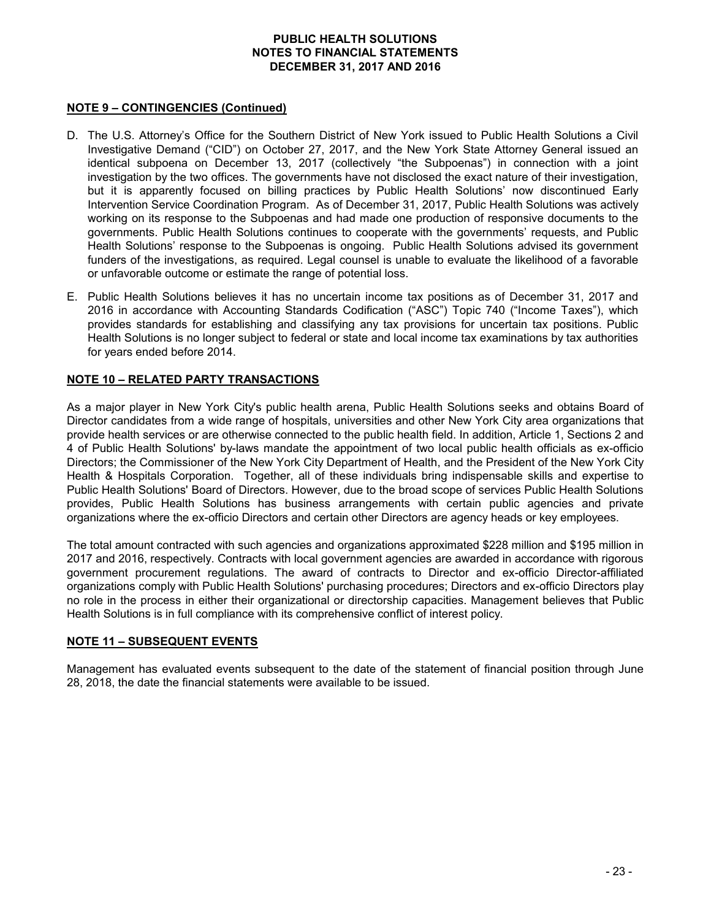## NOTE 9 – CONTINGENCIES (Continued)

D. The U.S. Attorney's Office for the Southern District of New York issued to Public Health Solutions a Civil Investigative Demand ("CID") on October 27, 2017, and the New York State Attorney General issued an identical subpoena on December 13, 2017 (collectively "the Subpoenas") in connection with a joint investigation by the two offices. The governments have not disclosed the exact nature of their investigation, but it is apparently focused on billing practices by Public Health Solutions' now discontinued Early Intervention Service Coordination Program. As of December 31, 2017, Public Health Solutions was actively working on its response to the Subpoenas and had made one production of responsive documents to the governments. Public Health Solutions continues to cooperate with the governments' requests, and Public Health Solutions' response to the Subpoenas is ongoing. Public Health Solutions advised its government funders of the investigations, as required. Legal counsel is unable to evaluate the likelihood of a favorable or unfavorable outcome or estimate the range of potential loss.

E. Public Health Solutions believes it has no uncertain income tax positions as of December 31, 2017 and 2016 in accordance with Accounting Standards Codification ("ASC") Topic 740 ("Income Taxes"), which provides standards for establishing and classifying any tax provisions for uncertain tax positions. Public Health Solutions is no longer subject to federal or state and local income tax examinations by tax authorities for years ended before 2014.

## NOTE 10 – RELATED PARTY TRANSACTIONS

As a major player in New York City's public health arena, Public Health Solutions seeks and obtains Board of Director candidates from a wide range of hospitals, universities and other New York City area organizations that provide health services or are otherwise connected to the public health field. In addition, Article 1, Sections 2 and 4 of Public Health Solutions' by-laws mandate the appointment of two local public health officials as ex-officio Directors; the Commissioner of the New York City Department of Health, and the President of the New York City Health & Hospitals Corporation. Together, all of these individuals bring indispensable skills and expertise to Public Health Solutions' Board of Directors. However, due to the broad scope of services Public Health Solutions provides, Public Health Solutions has business arrangements with certain public agencies and private organizations where the ex-officio Directors and certain other Directors are agency heads or key employees.

The total amount contracted with such agencies and organizations approximated $228 million and $195 million in 2017 and 2016, respectively. Contracts with local government agencies are awarded in accordance with rigorous government procurement regulations. The award of contracts to Director and ex-officio Director-affiliated organizations comply with Public Health Solutions' purchasing procedures; Directors and ex-officio Directors play no role in the process in either their organizational or directorship capacities. Management believes that Public Health Solutions is in full compliance with its comprehensive conflict of interest policy.

## NOTE 11 – SUBSEQUENT EVENTS

Management has evaluated events subsequent to the date of the statement of financial position through June 28, 2018, the date the financial statements were available to be issued.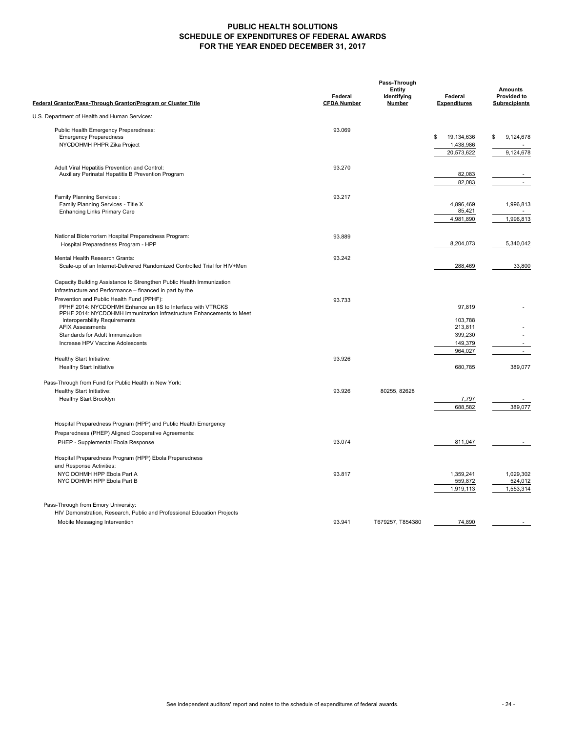# PUBLIC HEALTH SOLUTIONS
## SCHEDULE OF EXPENDITURES OF FEDERAL AWARDS
## FOR THE YEAR ENDED DECEMBER 31, 2017

| Federal Grantor/Pass-Through Grantor/Program or Cluster Title | Federal CFDA Number | Pass-Through Entity Identifying Number | Federal Expenditures | Amounts Provided to Subrecipients |
|---|---|---|---|---|
| U.S. Department of Health and Human Services: | | | | |
| Public Health Emergency Preparedness: | 93.069 | | | |
| Emergency Preparedness | | | $ 19,134,636 | $ 9,124,678 |
| NYCDOHMH PHPR Zika Project | | | 1,438,986 | - |
| | | | 20,573,622 | 9,124,678 |
| Adult Viral Hepatitis Prevention and Control: | 93.270 | | | |
| Auxiliary Perinatal Hepatitis B Prevention Program | | | 82,083 | - |
| | | | 82,083 | - |
| Family Planning Services : | 93.217 | | | |
| Family Planning Services - Title X | | | 4,896,469 | 1,996,813 |
| Enhancing Links Primary Care | | | 85,421 | - |
| | | | 4,981,890 | 1,996,813 |
| National Bioterrorism Hospital Preparedness Program: | 93.889 | | | |
| Hospital Preparedness Program - HPP | | | 8,204,073 | 5,340,042 |
| Mental Health Research Grants: | 93.242 | | | |
| Scale-up of an Internet-Delivered Randomized Controlled Trial for HIV+Men | | | 288,469 | 33,800 |
| Capacity Building Assistance to Strengthen Public Health Immunization Infrastructure and Performance – financed in part by the Prevention and Public Health Fund (PPHF): | 93.733 | | | |
| PPHF 2014: NYCDOHMH Enhance an IIS to Interface with VTRCKS | | | 97,819 | - |
| PPHF 2014: NYCDOHMH Immunization Infrastructure Enhancements to Meet Interoperability Requirements | | | 103,788 | |
| AFIX Assessments | | | 213,811 | - |
| Standards for Adult Immunization | | | 399,230 | - |
| Increase HPV Vaccine Adolescents | | | 149,379 | - |
| | | | 964,027 | - |
| Healthy Start Initiative: | 93.926 | | | |
| Healthy Start Initiative | | | 680,785 | 389,077 |
| Pass-Through from Fund for Public Health in New York: | | | | |
| Healthy Start Initiative: | 93.926 | 80255, 82628 | | |
| Healthy Start Brooklyn | | | 7,797 | - |
| | | | 688,582 | 389,077 |
| Hospital Preparedness Program (HPP) and Public Health Emergency Preparedness (PHEP) Aligned Cooperative Agreements: | | | | |
| PHEP - Supplemental Ebola Response | 93.074 | | 811,047 | - |
| Hospital Preparedness Program (HPP) Ebola Preparedness and Response Activities: | | | | |
| NYC DOHMH HPP Ebola Part A | 93.817 | | 1,359,241 | 1,029,302 |
| NYC DOHMH HPP Ebola Part B | | | 559,872 | 524,012 |
| | | | 1,919,113 | 1,553,314 |
| Pass-Through from Emory University: | | | | |
| HIV Demonstration, Research, Public and Professional Education Projects | | | | |
| Mobile Messaging Intervention | 93.941 | T679257, T854380 | 74,890 | - |

See independent auditors' report and notes to the schedule of expenditures of federal awards.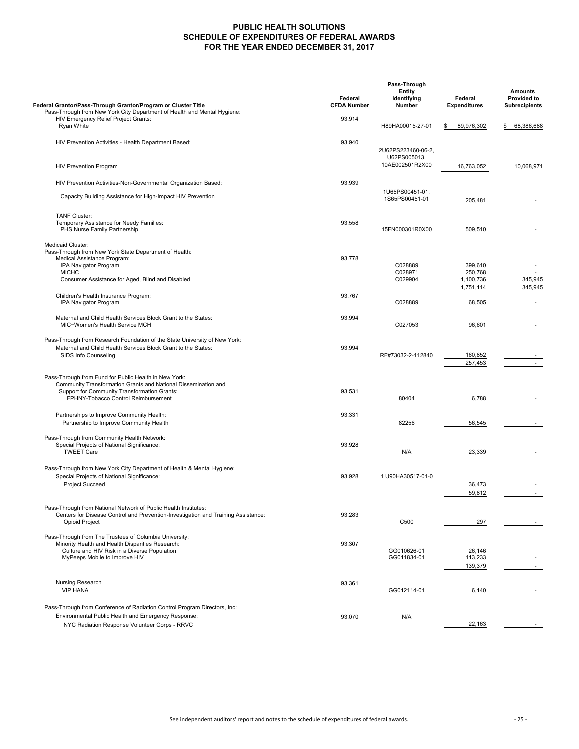# PUBLIC HEALTH SOLUTIONS
## SCHEDULE OF EXPENDITURES OF FEDERAL AWARDS
## FOR THE YEAR ENDED DECEMBER 31, 2017

| Federal Grantor/Pass-Through Grantor/Program or Cluster Title | Federal CFDA Number | Pass-Through Entity Identifying Number | Federal Expenditures | Amounts Provided to Subrecipients |
|---|---|---|---|---|
| Pass-Through from New York City Department of Health and Mental Hygiene: | | | | |
| HIV Emergency Relief Project Grants: | 93.914 | | | |
| Ryan White | | H89HA00015-27-01 | $ 89,976,302 | $ 68,386,688 |
| HIV Prevention Activities - Health Department Based: | 93.940 | | | |
| HIV Prevention Program | | 2U62PS223460-06-2, U62PS005013, 10AE002501R2X00 | 16,763,052 | 10,068,971 |
| HIV Prevention Activities-Non-Governmental Organization Based: | 93.939 | | | |
| Capacity Building Assistance for High-Impact HIV Prevention | | 1U65PS00451-01, 1S65PS00451-01 | 205,481 | - |
| TANF Cluster: | | | | |
| Temporary Assistance for Needy Families: | 93.558 | | | |
| PHS Nurse Family Partnership | | 15FN000301R0X00 | 509,510 | - |
| Medicaid Cluster: | | | | |
| Pass-Through from New York State Department of Health: | | | | |
| Medical Assistance Program: | 93.778 | | | |
| IPA Navigator Program | | C028889 | 399,610 | - |
| MICHC | | C028971 | 250,768 | - |
| Consumer Assistance for Aged, Blind and Disabled | | C029904 | 1,100,736 | 345,945 |
| | | | 1,751,114 | 345,945 |
| Children's Health Insurance Program: | 93.767 | | | |
| IPA Navigator Program | | C028889 | 68,505 | - |
| Maternal and Child Health Services Block Grant to the States: | 93.994 | | | |
| MIC−Women's Health Service MCH | | C027053 | 96,601 | - |
| Pass-Through from Research Foundation of the State University of New York: | | | | |
| Maternal and Child Health Services Block Grant to the States: | 93.994 | | | |
| SIDS Info Counseling | | RF#73032-2-112840 | 160,852 | - |
| | | | 257,453 | - |
| Pass-Through from Fund for Public Health in New York: | | | | |
| Community Transformation Grants and National Dissemination and Support for Community Transformation Grants: | 93.531 | | | |
| FPHNY-Tobacco Control Reimbursement | | 80404 | 6,788 | - |
| Partnerships to Improve Community Health: | 93.331 | | | |
| Partnership to Improve Community Health | | 82256 | 56,545 | - |
| Pass-Through from Community Health Network: | | | | |
| Special Projects of National Significance: | 93.928 | | | |
| TWEET Care | | N/A | 23,339 | - |
| Pass-Through from New York City Department of Health & Mental Hygiene: | | | | |
| Special Projects of National Significance: | 93.928 | 1 U90HA30517-01-0 | | |
| Project Succeed | | | 36,473 | - |
| | | | 59,812 | - |
| Pass-Through from National Network of Public Health Institutes: | | | | |
| Centers for Disease Control and Prevention-Investigation and Training Assistance: | 93.283 | | | |
| Opioid Project | | C500 | 297 | - |
| Pass-Through from The Trustees of Columbia University: | | | | |
| Minority Health and Health Disparities Research: | 93.307 | | | |
| Culture and HIV Risk in a Diverse Population | | GG010626-01 | 26,146 | |
| MyPeeps Mobile to Improve HIV | | GG011834-01 | 113,233 | - |
| | | | 139,379 | - |
| Nursing Research | 93.361 | | | |
| VIP HANA | | GG012114-01 | 6,140 | - |
| Pass-Through from Conference of Radiation Control Program Directors, Inc: | | | | |
| Environmental Public Health and Emergency Response: | 93.070 | N/A | | |
| NYC Radiation Response Volunteer Corps - RRVC | | | 22,163 | - |

See independent auditors' report and notes to the schedule of expenditures of federal awards.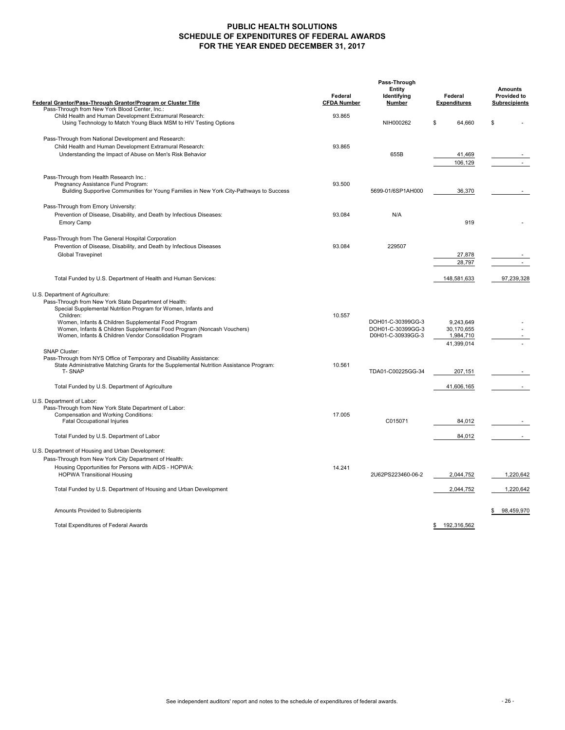# PUBLIC HEALTH SOLUTIONS
## SCHEDULE OF EXPENDITURES OF FEDERAL AWARDS
## FOR THE YEAR ENDED DECEMBER 31, 2017

| Federal Grantor/Pass-Through Grantor/Program or Cluster Title | Federal CFDA Number | Pass-Through Entity Identifying Number | Federal Expenditures | Amounts Provided to Subrecipients |
|---|---|---|---|---|
| Pass-Through from New York Blood Center, Inc.: | | | | |
| Child Health and Human Development Extramural Research: | 93.865 | | | |
| Using Technology to Match Young Black MSM to HIV Testing Options | | NIH000262 | $ 64,660 | $ - |
| Pass-Through from National Development and Research: | | | | |
| Child Health and Human Development Extramural Research: | 93.865 | | | |
| Understanding the Impact of Abuse on Men's Risk Behavior | | 655B | 41,469 | - |
| | | | 106,129 | - |
| Pass-Through from Health Research Inc.: | | | | |
| Pregnancy Assistance Fund Program: | 93.500 | | | |
| Building Supportive Communities for Young Families in New York City-Pathways to Success | | 5699-01/6SP1AH000 | 36,370 | - |
| Pass-Through from Emory University: | | | | |
| Prevention of Disease, Disability, and Death by Infectious Diseases: | 93.084 | N/A | | |
| Emory Camp | | | 919 | - |
| Pass-Through from The General Hospital Corporation | | | | |
| Prevention of Disease, Disability, and Death by Infectious Diseases | 93.084 | 229507 | | |
| Global Travepinet | | | 27,878 | - |
| | | | 28,797 | - |
| Total Funded by U.S. Department of Health and Human Services: | | | 148,581,633 | 97,239,328 |
| U.S. Department of Agriculture: | | | | |
| Pass-Through from New York State Department of Health: | | | | |
| Special Supplemental Nutrition Program for Women, Infants and Children: | 10.557 | | | |
| Women, Infants & Children Supplemental Food Program | | DOH01-C-30399GG-3 | 9,243,649 | - |
| Women, Infants & Children Supplemental Food Program (Noncash Vouchers) | | DOH01-C-30399GG-3 | 30,170,655 | - |
| Women, Infants & Children Vendor Consolidation Program | | D0H01-C-30939GG-3 | 1,984,710 | - |
| | | | 41,399,014 | - |
| SNAP Cluster: | | | | |
| Pass-Through from NYS Office of Temporary and Disability Assistance: | | | | |
| State Administrative Matching Grants for the Supplemental Nutrition Assistance Program: | 10.561 | | | |
| T- SNAP | | TDA01-C00225GG-34 | 207,151 | - |
| Total Funded by U.S. Department of Agriculture | | | 41,606,165 | - |
| U.S. Department of Labor: | | | | |
| Pass-Through from New York State Department of Labor: | | | | |
| Compensation and Working Conditions: | 17.005 | | | |
| Fatal Occupational Injuries | | C015071 | 84,012 | - |
| Total Funded by U.S. Department of Labor | | | 84,012 | - |
| U.S. Department of Housing and Urban Development: | | | | |
| Pass-Through from New York City Department of Health: | | | | |
| Housing Opportunities for Persons with AIDS - HOPWA: | 14.241 | | | |
| HOPWA Transitional Housing | | 2U62PS223460-06-2 | 2,044,752 | 1,220,642 |
| Total Funded by U.S. Department of Housing and Urban Development | | | 2,044,752 | 1,220,642 |
| Amounts Provided to Subrecipients | | | | $ 98,459,970 |
| Total Expenditures of Federal Awards | | | $ 192,316,562 | |

See independent auditors' report and notes to the schedule of expenditures of federal awards.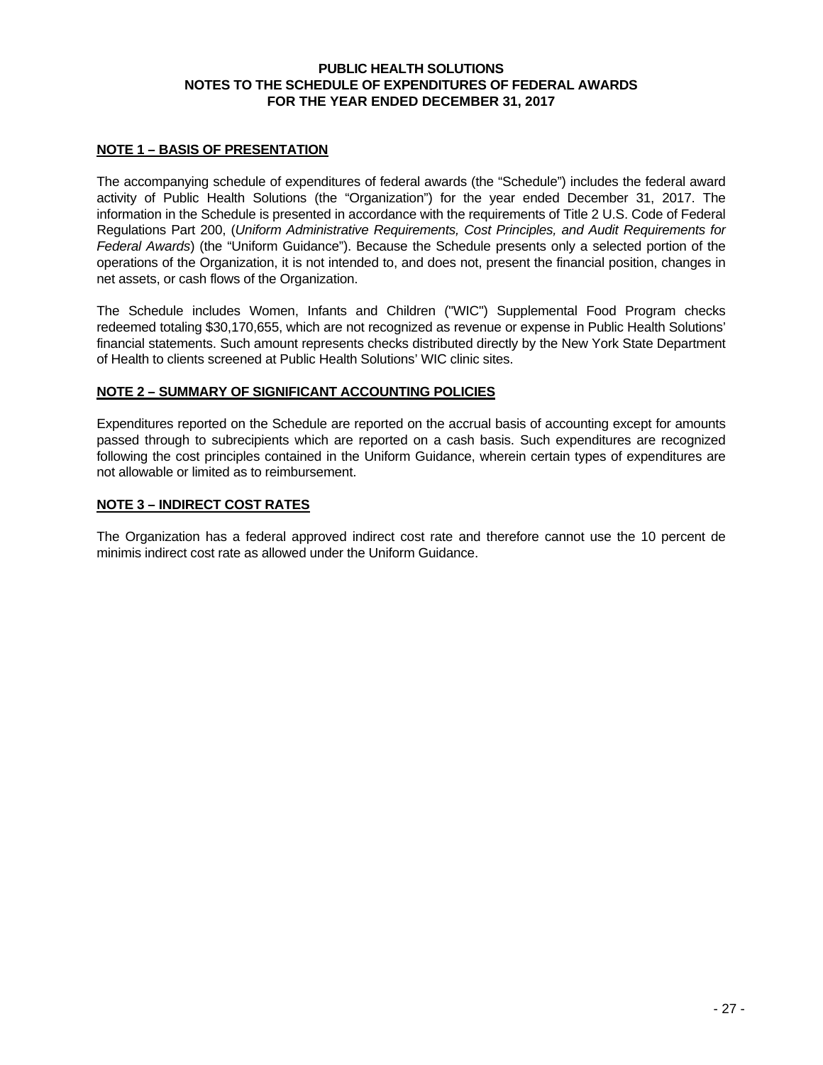# PUBLIC HEALTH SOLUTIONS
## NOTES TO THE SCHEDULE OF EXPENDITURES OF FEDERAL AWARDS
## FOR THE YEAR ENDED DECEMBER 31, 2017

### NOTE 1 – BASIS OF PRESENTATION

The accompanying schedule of expenditures of federal awards (the "Schedule") includes the federal award activity of Public Health Solutions (the "Organization") for the year ended December 31, 2017. The information in the Schedule is presented in accordance with the requirements of Title 2 U.S. Code of Federal Regulations Part 200, (*Uniform Administrative Requirements, Cost Principles, and Audit Requirements for Federal Awards*) (the "Uniform Guidance"). Because the Schedule presents only a selected portion of the operations of the Organization, it is not intended to, and does not, present the financial position, changes in net assets, or cash flows of the Organization.

The Schedule includes Women, Infants and Children ("WIC") Supplemental Food Program checks redeemed totaling $30,170,655, which are not recognized as revenue or expense in Public Health Solutions' financial statements. Such amount represents checks distributed directly by the New York State Department of Health to clients screened at Public Health Solutions' WIC clinic sites.

### NOTE 2 – SUMMARY OF SIGNIFICANT ACCOUNTING POLICIES

Expenditures reported on the Schedule are reported on the accrual basis of accounting except for amounts passed through to subrecipients which are reported on a cash basis. Such expenditures are recognized following the cost principles contained in the Uniform Guidance, wherein certain types of expenditures are not allowable or limited as to reimbursement.

### NOTE 3 – INDIRECT COST RATES

The Organization has a federal approved indirect cost rate and therefore cannot use the 10 percent de minimis indirect cost rate as allowed under the Uniform Guidance.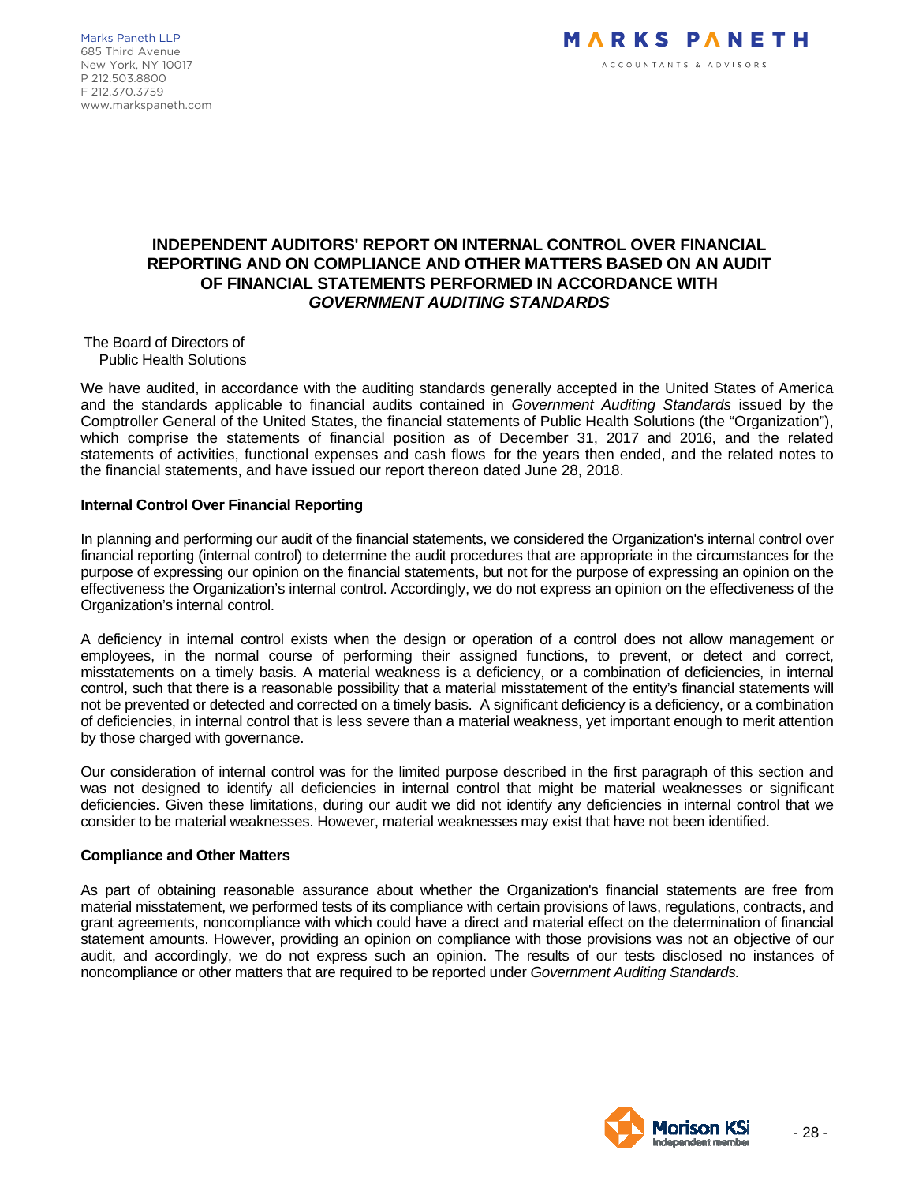Marks Paneth LLP
685 Third Avenue
New York, NY 10017
P 212.503.8800
F 212.370.3759
www.markspaneth.com

MARKS PANETH
ACCOUNTANTS & ADVISORS

# INDEPENDENT AUDITORS' REPORT ON INTERNAL CONTROL OVER FINANCIAL REPORTING AND ON COMPLIANCE AND OTHER MATTERS BASED ON AN AUDIT OF FINANCIAL STATEMENTS PERFORMED IN ACCORDANCE WITH *GOVERNMENT AUDITING STANDARDS*

The Board of Directors of
Public Health Solutions

We have audited, in accordance with the auditing standards generally accepted in the United States of America and the standards applicable to financial audits contained in *Government Auditing Standards* issued by the Comptroller General of the United States, the financial statements of Public Health Solutions (the "Organization"), which comprise the statements of financial position as of December 31, 2017 and 2016, and the related statements of activities, functional expenses and cash flows for the years then ended, and the related notes to the financial statements, and have issued our report thereon dated June 28, 2018.

**Internal Control Over Financial Reporting**

In planning and performing our audit of the financial statements, we considered the Organization's internal control over financial reporting (internal control) to determine the audit procedures that are appropriate in the circumstances for the purpose of expressing our opinion on the financial statements, but not for the purpose of expressing an opinion on the effectiveness the Organization's internal control. Accordingly, we do not express an opinion on the effectiveness of the Organization's internal control.

A deficiency in internal control exists when the design or operation of a control does not allow management or employees, in the normal course of performing their assigned functions, to prevent, or detect and correct, misstatements on a timely basis. A material weakness is a deficiency, or a combination of deficiencies, in internal control, such that there is a reasonable possibility that a material misstatement of the entity's financial statements will not be prevented or detected and corrected on a timely basis. A significant deficiency is a deficiency, or a combination of deficiencies, in internal control that is less severe than a material weakness, yet important enough to merit attention by those charged with governance.

Our consideration of internal control was for the limited purpose described in the first paragraph of this section and was not designed to identify all deficiencies in internal control that might be material weaknesses or significant deficiencies. Given these limitations, during our audit we did not identify any deficiencies in internal control that we consider to be material weaknesses. However, material weaknesses may exist that have not been identified.

**Compliance and Other Matters**

As part of obtaining reasonable assurance about whether the Organization's financial statements are free from material misstatement, we performed tests of its compliance with certain provisions of laws, regulations, contracts, and grant agreements, noncompliance with which could have a direct and material effect on the determination of financial statement amounts. However, providing an opinion on compliance with those provisions was not an objective of our audit, and accordingly, we do not express such an opinion. The results of our tests disclosed no instances of noncompliance or other matters that are required to be reported under *Government Auditing Standards.*

Morison KSi
Independent member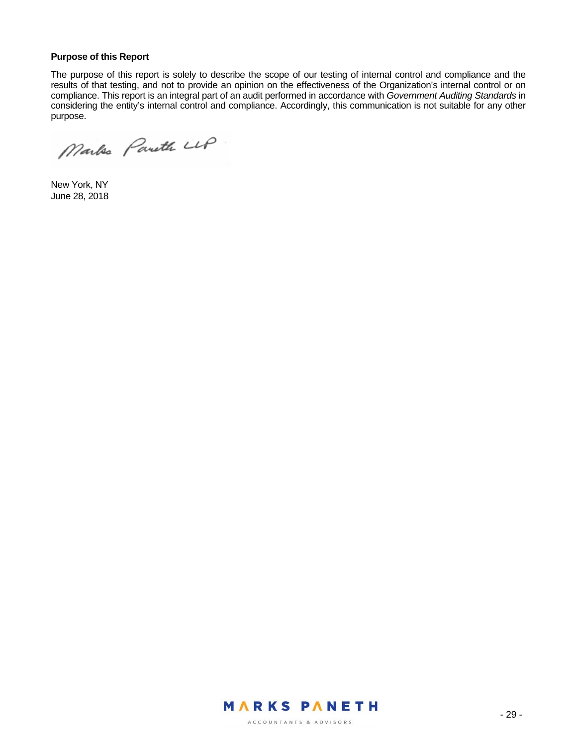**Purpose of this Report**

The purpose of this report is solely to describe the scope of our testing of internal control and compliance and the results of that testing, and not to provide an opinion on the effectiveness of the Organization's internal control or on compliance. This report is an integral part of an audit performed in accordance with *Government Auditing Standards* in considering the entity's internal control and compliance. Accordingly, this communication is not suitable for any other purpose.

Marks Paneth LLP

New York, NY
June 28, 2018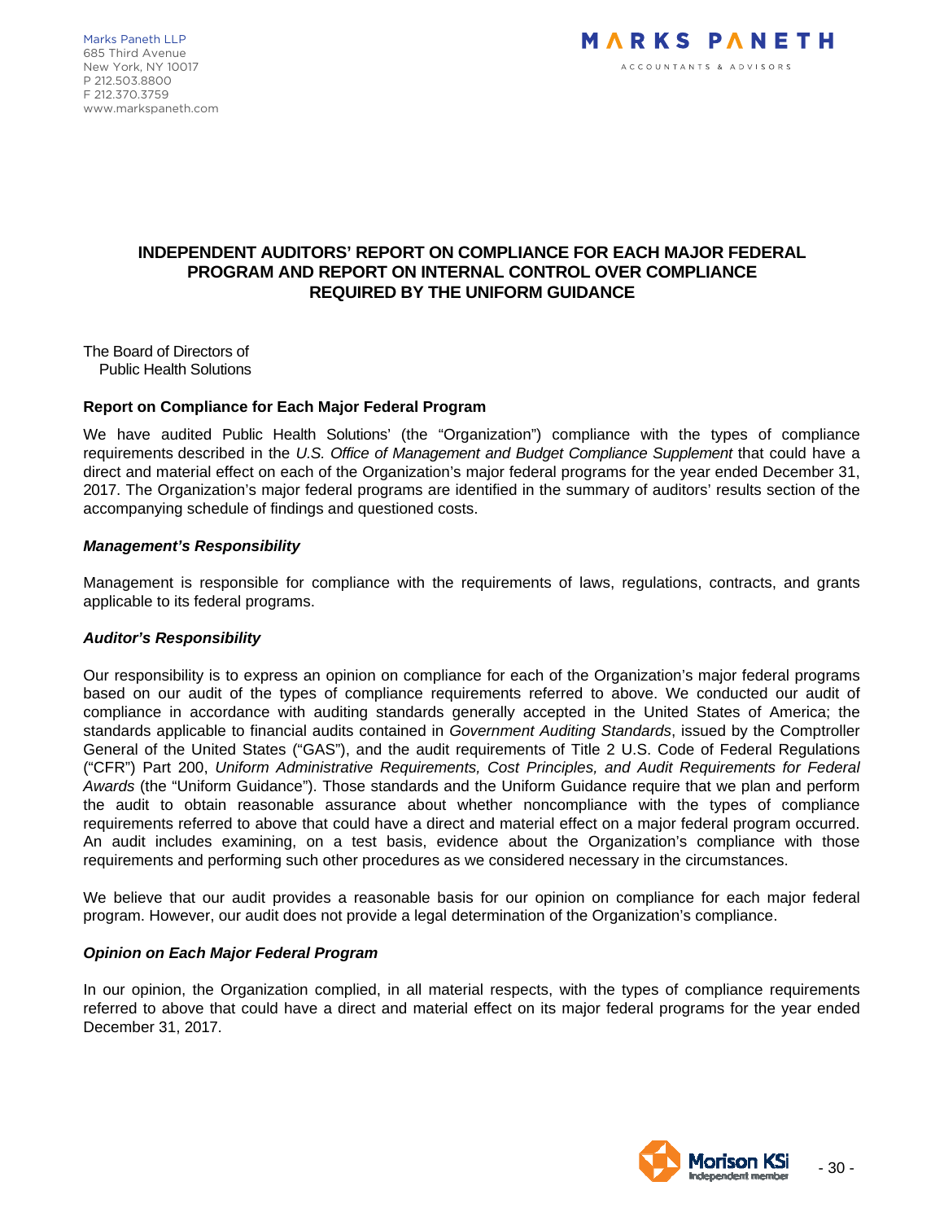Marks Paneth LLP
685 Third Avenue
New York, NY 10017
P 212.503.8800
F 212.370.3759
www.markspaneth.com

MARKS PANETH
ACCOUNTANTS & ADVISORS

# INDEPENDENT AUDITORS' REPORT ON COMPLIANCE FOR EACH MAJOR FEDERAL PROGRAM AND REPORT ON INTERNAL CONTROL OVER COMPLIANCE REQUIRED BY THE UNIFORM GUIDANCE

The Board of Directors of
Public Health Solutions

## Report on Compliance for Each Major Federal Program

We have audited Public Health Solutions' (the "Organization") compliance with the types of compliance requirements described in the *U.S. Office of Management and Budget Compliance Supplement* that could have a direct and material effect on each of the Organization's major federal programs for the year ended December 31, 2017. The Organization's major federal programs are identified in the summary of auditors' results section of the accompanying schedule of findings and questioned costs.

### *Management's Responsibility*

Management is responsible for compliance with the requirements of laws, regulations, contracts, and grants applicable to its federal programs.

### *Auditor's Responsibility*

Our responsibility is to express an opinion on compliance for each of the Organization's major federal programs based on our audit of the types of compliance requirements referred to above. We conducted our audit of compliance in accordance with auditing standards generally accepted in the United States of America; the standards applicable to financial audits contained in *Government Auditing Standards*, issued by the Comptroller General of the United States ("GAS"), and the audit requirements of Title 2 U.S. Code of Federal Regulations ("CFR") Part 200, *Uniform Administrative Requirements, Cost Principles, and Audit Requirements for Federal Awards* (the "Uniform Guidance"). Those standards and the Uniform Guidance require that we plan and perform the audit to obtain reasonable assurance about whether noncompliance with the types of compliance requirements referred to above that could have a direct and material effect on a major federal program occurred. An audit includes examining, on a test basis, evidence about the Organization's compliance with those requirements and performing such other procedures as we considered necessary in the circumstances.

We believe that our audit provides a reasonable basis for our opinion on compliance for each major federal program. However, our audit does not provide a legal determination of the Organization's compliance.

### *Opinion on Each Major Federal Program*

In our opinion, the Organization complied, in all material respects, with the types of compliance requirements referred to above that could have a direct and material effect on its major federal programs for the year ended December 31, 2017.

Morison KSi
Independent member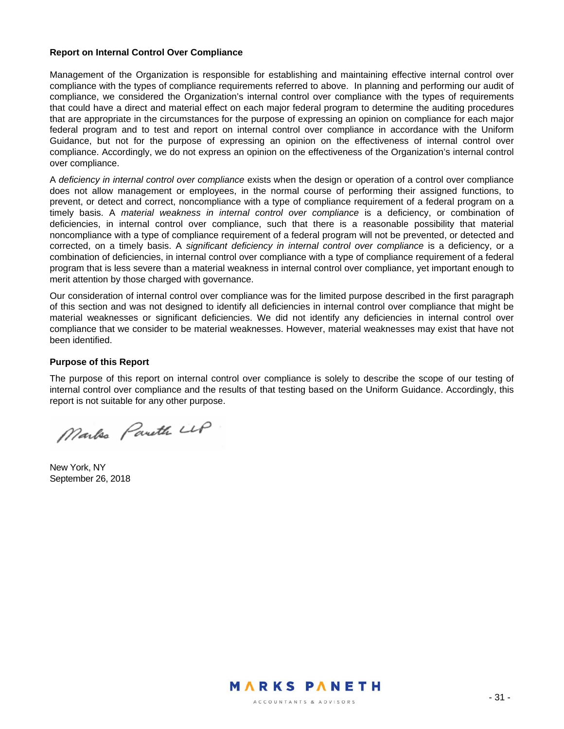### Report on Internal Control Over Compliance

Management of the Organization is responsible for establishing and maintaining effective internal control over compliance with the types of compliance requirements referred to above. In planning and performing our audit of compliance, we considered the Organization's internal control over compliance with the types of requirements that could have a direct and material effect on each major federal program to determine the auditing procedures that are appropriate in the circumstances for the purpose of expressing an opinion on compliance for each major federal program and to test and report on internal control over compliance in accordance with the Uniform Guidance, but not for the purpose of expressing an opinion on the effectiveness of internal control over compliance. Accordingly, we do not express an opinion on the effectiveness of the Organization's internal control over compliance.

A *deficiency in internal control over compliance* exists when the design or operation of a control over compliance does not allow management or employees, in the normal course of performing their assigned functions, to prevent, or detect and correct, noncompliance with a type of compliance requirement of a federal program on a timely basis. A *material weakness in internal control over compliance* is a deficiency, or combination of deficiencies, in internal control over compliance, such that there is a reasonable possibility that material noncompliance with a type of compliance requirement of a federal program will not be prevented, or detected and corrected, on a timely basis. A *significant deficiency in internal control over compliance* is a deficiency, or a combination of deficiencies, in internal control over compliance with a type of compliance requirement of a federal program that is less severe than a material weakness in internal control over compliance, yet important enough to merit attention by those charged with governance.

Our consideration of internal control over compliance was for the limited purpose described in the first paragraph of this section and was not designed to identify all deficiencies in internal control over compliance that might be material weaknesses or significant deficiencies. We did not identify any deficiencies in internal control over compliance that we consider to be material weaknesses. However, material weaknesses may exist that have not been identified.

### Purpose of this Report

The purpose of this report on internal control over compliance is solely to describe the scope of our testing of internal control over compliance and the results of that testing based on the Uniform Guidance. Accordingly, this report is not suitable for any other purpose.

Marks Paneth LLP

New York, NY
September 26, 2018

MARKS PANETH
ACCOUNTANTS & ADVISORS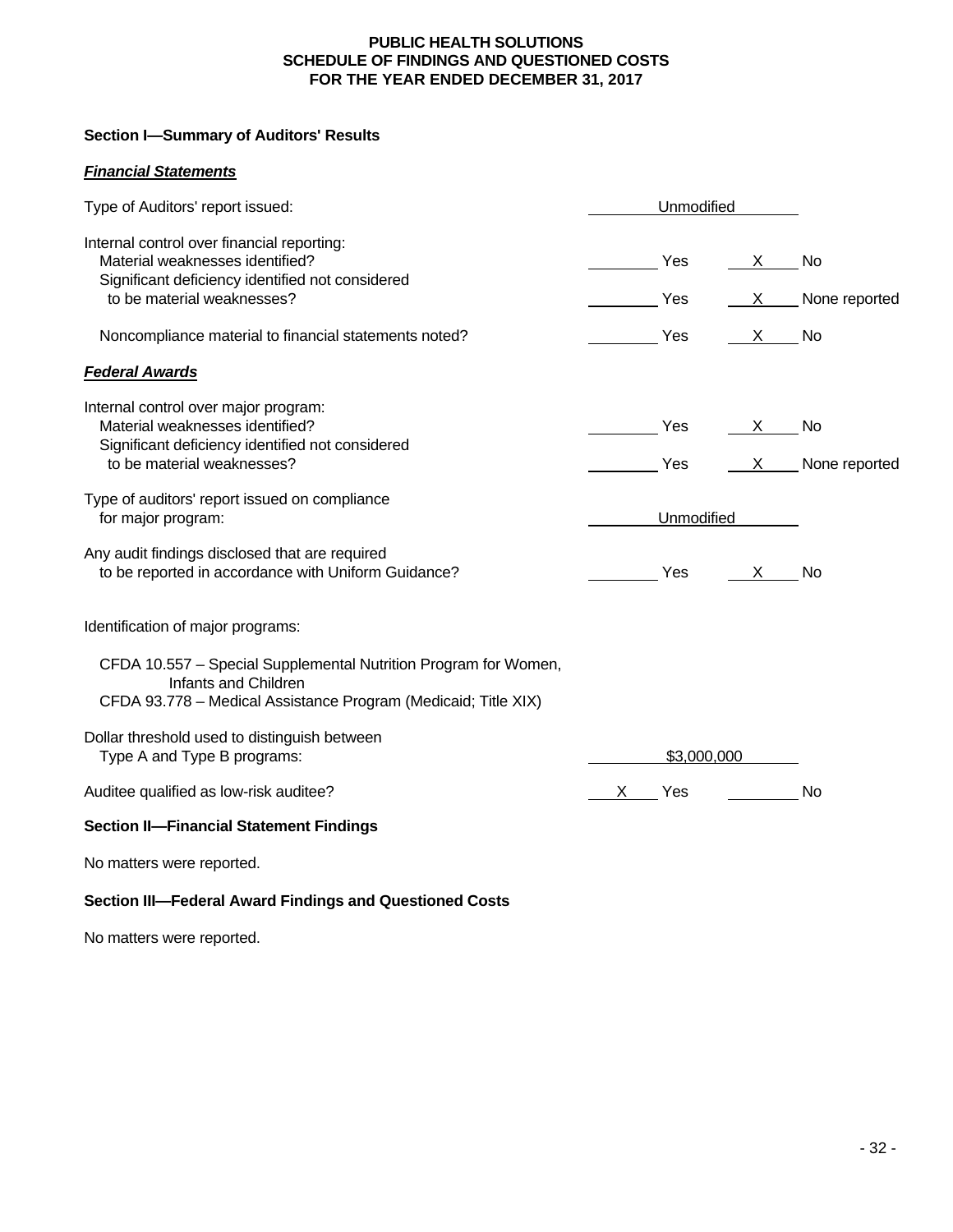# PUBLIC HEALTH SOLUTIONS
## SCHEDULE OF FINDINGS AND QUESTIONED COSTS
## FOR THE YEAR ENDED DECEMBER 31, 2017

### Section I—Summary of Auditors' Results

***Financial Statements***

| | | |
|---|---|---|
| Type of Auditors' report issued: | Unmodified | |
| Internal control over financial reporting: | | |
| Material weaknesses identified? | ____ Yes | X No |
| Significant deficiency identified not considered to be material weaknesses? | ____ Yes | X None reported |
| Noncompliance material to financial statements noted? | ____ Yes | X No |

***Federal Awards***

| | | |
|---|---|---|
| Internal control over major program: | | |
| Material weaknesses identified? | ____ Yes | X No |
| Significant deficiency identified not considered to be material weaknesses? | ____ Yes | X None reported |
| Type of auditors' report issued on compliance for major program: | Unmodified | |
| Any audit findings disclosed that are required to be reported in accordance with Uniform Guidance? | ____ Yes | X No |

Identification of major programs:

CFDA 10.557 – Special Supplemental Nutrition Program for Women, Infants and Children
CFDA 93.778 – Medical Assistance Program (Medicaid; Title XIX)

| | | |
|---|---|---|
| Dollar threshold used to distinguish between Type A and Type B programs: | $3,000,000 | |
| Auditee qualified as low-risk auditee? | X Yes | ____ No |

### Section II—Financial Statement Findings

No matters were reported.

### Section III—Federal Award Findings and Questioned Costs

No matters were reported.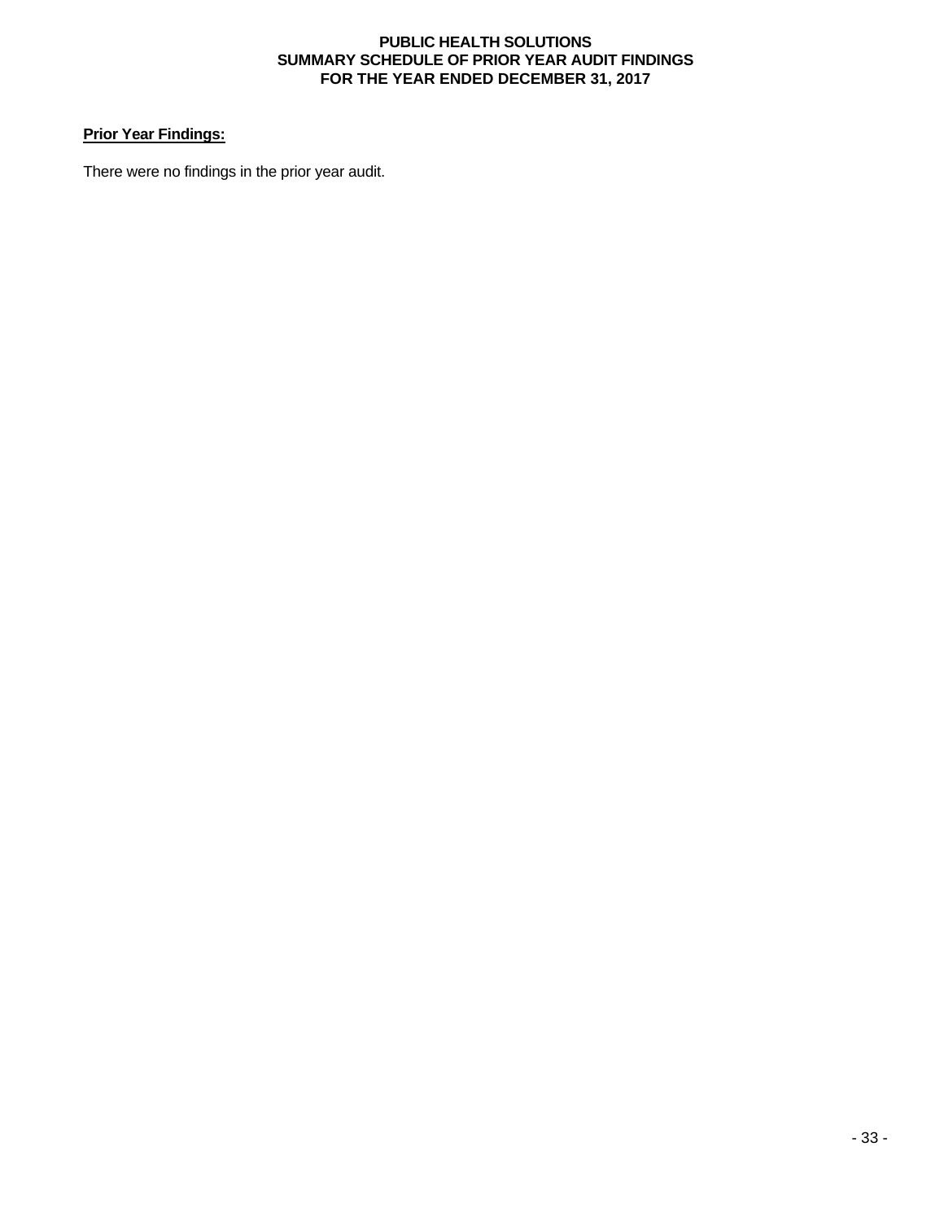# PUBLIC HEALTH SOLUTIONS
## SUMMARY SCHEDULE OF PRIOR YEAR AUDIT FINDINGS
## FOR THE YEAR ENDED DECEMBER 31, 2017

**Prior Year Findings:**

There were no findings in the prior year audit.